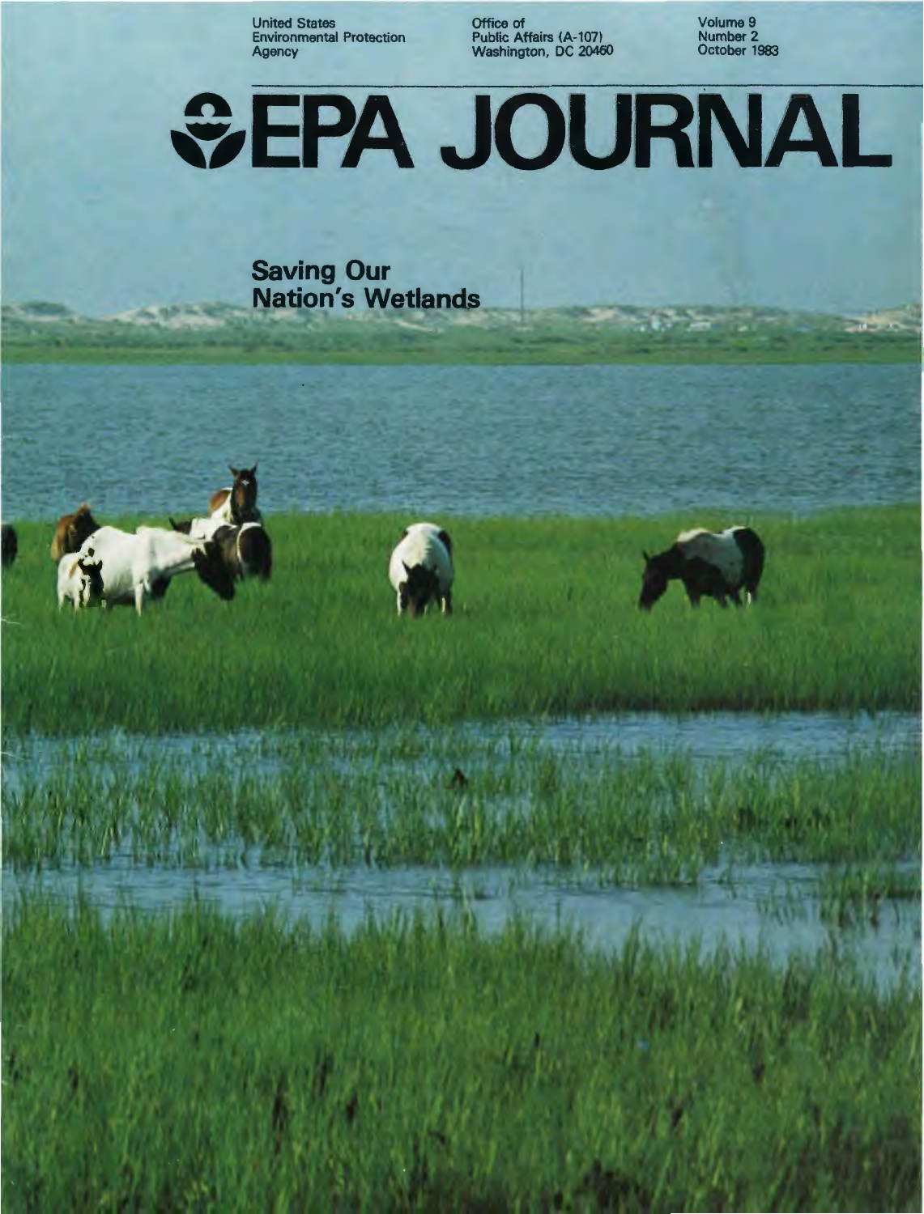United States Environmental Protection Agency

Office of Public Affairs (A-107) Washington, DC 20460

Volume 9 Number 2 October 1983

# EPA JOURNAL

## Saving Our Nation's Wetlands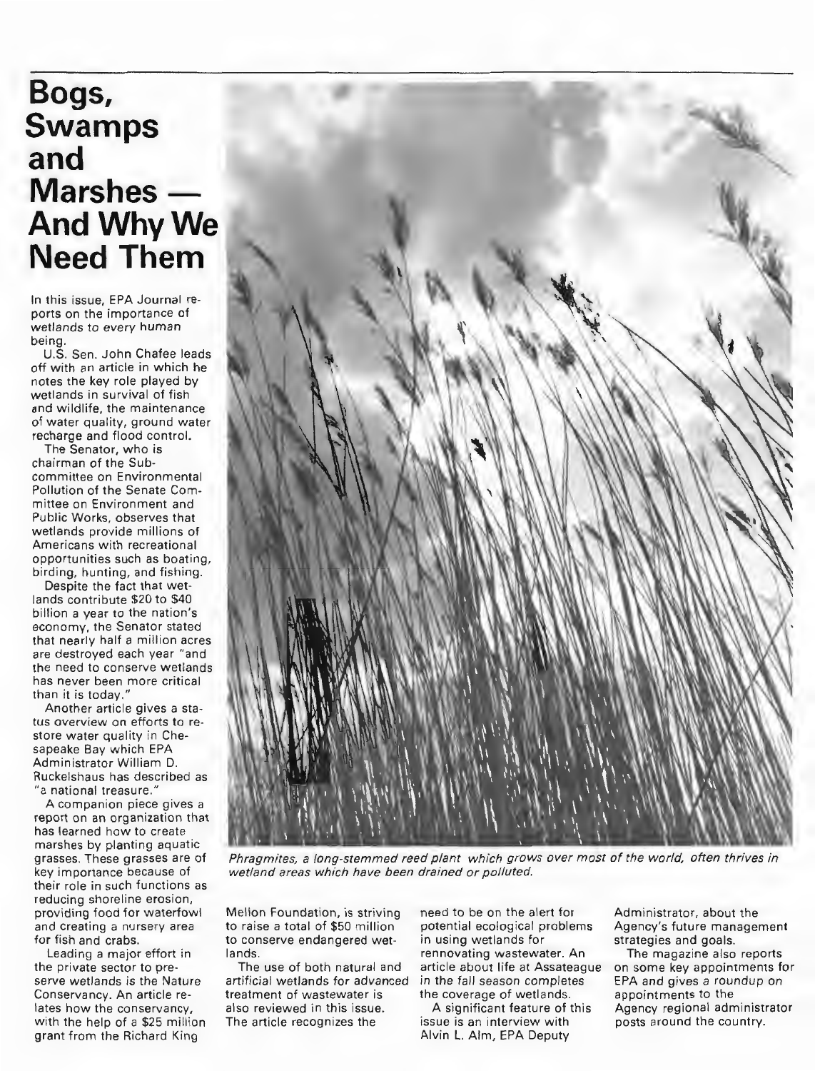# Bogs, Swamps and Marshes — And Why We Need Them

In this issue, EPA Journal reports on the importance of wetlands to every human being.

U.S. Sen. John Chafee leads off with an article in which he notes the key role played by wetlands in survival of fish and wildlife, the maintenance of water quality, ground water recharge and flood control.

The Senator, who is chairman of the Subcommittee on Environmental Pollution of the Senate Committee on Environment and Public Works, observes that wetlands provide millions of Americans with recreational opportunities such as boating, birding, hunting, and fishing.

Despite the fact that wetlands contribute $20 to $40 billion a year to the nation's economy, the Senator stated that nearly half a million acres are destroyed each year "and the need to conserve wetlands has never been more critical than it is today."

Another article gives a status overview on efforts to restore water quality in Chesapeake Bay which EPA Administrator William D. Ruckelshaus has described as "a national treasure."

A companion piece gives a report on an organization that has learned how to create marshes by planting aquatic grasses. These grasses are of key importance because of their role in such functions as reducing shoreline erosion, providing food for waterfowl and creating a nursery area for fish and crabs.

Leading a major effort in the private sector to preserve wetlands is the Nature Conservancy. An article relates how the conservancy, with the help of a $25 million grant from the Richard King Mellon Foundation, is striving to raise a total of $50 million to conserve endangered wetlands.

The use of both natural and artificial wetlands for advanced treatment of wastewater is also reviewed in this issue. The article recognizes the need to be on the alert for potential ecological problems in using wetlands for rennovating wastewater. An article about life at Assateague in the fall season completes the coverage of wetlands.

A significant feature of this issue is an interview with Alvin L. Alm, EPA Deputy Administrator, about the Agency's future management strategies and goals.

The magazine also reports on some key appointments for EPA and gives a roundup on appointments to the Agency regional administrator posts around the country.

*Phragmites, a long-stemmed reed plant which grows over most of the world, often thrives in wetland areas which have been drained or polluted.*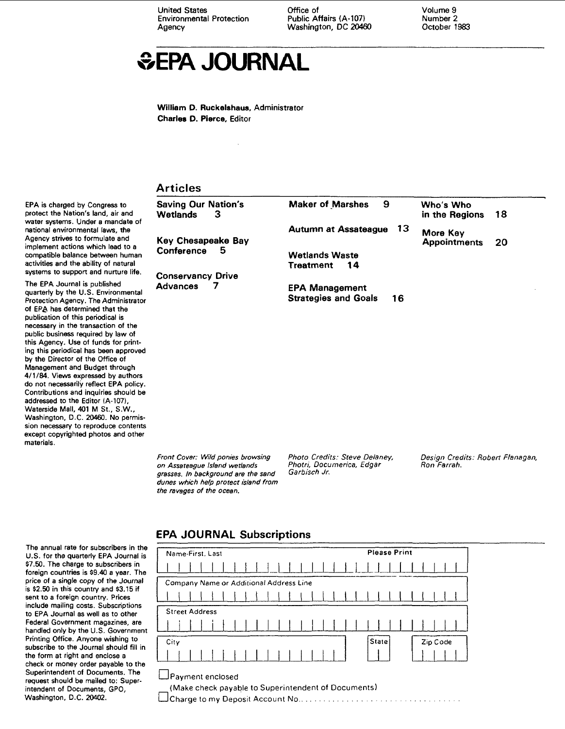United States Environmental Protection Agency

Office of Public Affairs (A-107) Washington, DC 20460

Volume 9 Number 2 October 1983

# EPA JOURNAL

**William D. Ruckelshaus**, Administrator
**Charles D. Pierce**, Editor

EPA is charged by Congress to protect the Nation's land, air and water systems. Under a mandate of national environmental laws, the Agency strives to formulate and implement actions which lead to a compatible balance between human activities and the ability of natural systems to support and nurture life.

The EPA Journal is published quarterly by the U.S. Environmental Protection Agency. The Administrator of EPA has determined that the publication of this periodical is necessary in the transaction of the public business required by law of this Agency. Use of funds for printing this periodical has been approved by the Director of the Office of Management and Budget through 4/1/84. Views expressed by authors do not necessarily reflect EPA policy. Contributions and inquiries should be addressed to the Editor (A-107), Waterside Mall, 401 M St., S.W., Washington, D.C. 20460. No permission necessary to reproduce contents except copyrighted photos and other materials.

## Articles

**Saving Our Nation's Wetlands** 3

**Key Chesapeake Bay Conference** 5

**Conservancy Drive Advances** 7

**Maker of Marshes** 9

**Autumn at Assateague** 13

**Wetlands Waste Treatment** 14

**EPA Management Strategies and Goals** 16

**Who's Who in the Regions** 18

**More Key Appointments** 20

*Front Cover: Wild ponies browsing on Assateague Island wetlands grasses. In background are the sand dunes which help protect island from the ravages of the ocean.*

*Photo Credits: Steve Delaney, Photri, Documerica, Edgar Garbisch Jr.*

*Design Credits: Robert Flanagan, Ron Farrah.*

## EPA JOURNAL Subscriptions

The annual rate for subscribers in the U.S. for the quarterly EPA Journal is $7.50. The charge to subscribers in foreign countries is $9.40 a year. The price of a single copy of the Journal is $2.50 in this country and $3.15 if sent to a foreign country. Prices include mailing costs. Subscriptions to EPA Journal as well as to other Federal Government magazines, are handled only by the U.S. Government Printing Office. Anyone wishing to subscribe to the Journal should fill in the form at right and enclose a check or money order payable to the Superintendent of Documents. The request should be mailed to: Superintendent of Documents, GPO, Washington, D.C. 20402.

Name-First, Last — Please Print

Company Name or Additional Address Line

Street Address

City | State | Zip Code

☐ Payment enclosed
(Make check payable to Superintendent of Documents)

☐ Charge to my Deposit Account No. ..................................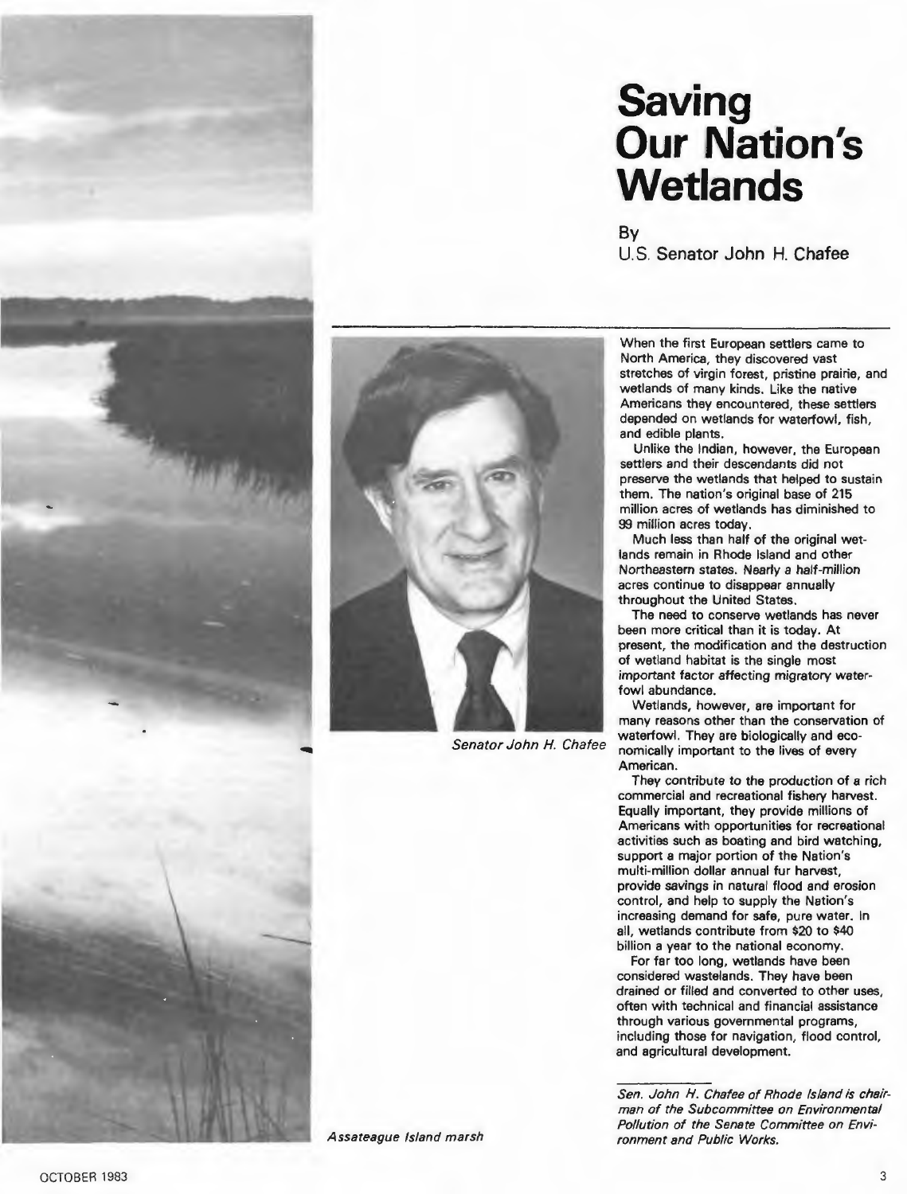# Saving Our Nation's Wetlands

By
U.S. Senator John H. Chafee

*Senator John H. Chafee*

When the first European settlers came to North America, they discovered vast stretches of virgin forest, pristine prairie, and wetlands of many kinds. Like the native Americans they encountered, these settlers depended on wetlands for waterfowl, fish, and edible plants.

Unlike the Indian, however, the European settlers and their descendants did not preserve the wetlands that helped to sustain them. The nation's original base of 215 million acres of wetlands has diminished to 99 million acres today.

Much less than half of the original wetlands remain in Rhode Island and other Northeastern states. Nearly a half-million acres continue to disappear annually throughout the United States.

The need to conserve wetlands has never been more critical than it is today. At present, the modification and the destruction of wetland habitat is the single most important factor affecting migratory waterfowl abundance.

Wetlands, however, are important for many reasons other than the conservation of waterfowl. They are biologically and economically important to the lives of every American.

They contribute to the production of a rich commercial and recreational fishery harvest. Equally important, they provide millions of Americans with opportunities for recreational activities such as boating and bird watching, support a major portion of the Nation's multi-million dollar annual fur harvest, provide savings in natural flood and erosion control, and help to supply the Nation's increasing demand for safe, pure water. In all, wetlands contribute from $20 to $40 billion a year to the national economy.

For far too long, wetlands have been considered wastelands. They have been drained or filled and converted to other uses, often with technical and financial assistance through various governmental programs, including those for navigation, flood control, and agricultural development.

*Sen. John H. Chafee of Rhode Island is chairman of the Subcommittee on Environmental Pollution of the Senate Committee on Environment and Public Works.*

*Assateague Island marsh*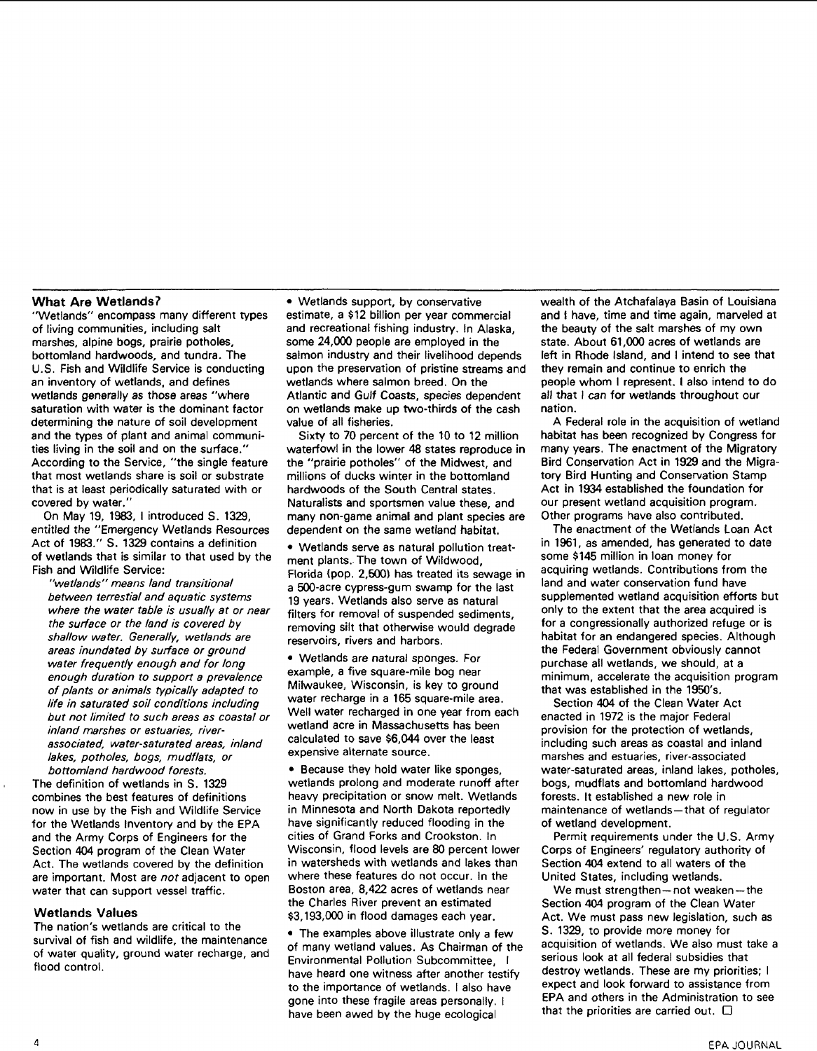### What Are Wetlands?

"Wetlands" encompass many different types of living communities, including salt marshes, alpine bogs, prairie potholes, bottomland hardwoods, and tundra. The U.S. Fish and Wildlife Service is conducting an inventory of wetlands, and defines wetlands generally as those areas "where saturation with water is the dominant factor determining the nature of soil development and the types of plant and animal communities living in the soil and on the surface." According to the Service, "the single feature that most wetlands share is soil or substrate that is at least periodically saturated with or covered by water."

On May 19, 1983, I introduced S. 1329, entitled the "Emergency Wetlands Resources Act of 1983." S. 1329 contains a definition of wetlands that is similar to that used by the Fish and Wildlife Service:

> *"wetlands" means land transitional between terrestial and aquatic systems where the water table is usually at or near the surface or the land is covered by shallow water. Generally, wetlands are areas inundated by surface or ground water frequently enough and for long enough duration to support a prevalence of plants or animals typically adapted to life in saturated soil conditions including but not limited to such areas as coastal or inland marshes or estuaries, river-associated, water-saturated areas, inland lakes, potholes, bogs, mudflats, or bottomland hardwood forests.*

The definition of wetlands in S. 1329 combines the best features of definitions now in use by the Fish and Wildlife Service for the Wetlands Inventory and by the EPA and the Army Corps of Engineers for the Section 404 program of the Clean Water Act. The wetlands covered by the definition are important. Most are *not* adjacent to open water that can support vessel traffic.

### Wetlands Values

The nation's wetlands are critical to the survival of fish and wildlife, the maintenance of water quality, ground water recharge, and flood control.

- Wetlands support, by conservative estimate, a $12 billion per year commercial and recreational fishing industry. In Alaska, some 24,000 people are employed in the salmon industry and their livelihood depends upon the preservation of pristine streams and wetlands where salmon breed. On the Atlantic and Gulf Coasts, species dependent on wetlands make up two-thirds of the cash value of all fisheries.

  Sixty to 70 percent of the 10 to 12 million waterfowl in the lower 48 states reproduce in the "prairie potholes" of the Midwest, and millions of ducks winter in the bottomland hardwoods of the South Central states. Naturalists and sportsmen value these, and many non-game animal and plant species are dependent on the same wetland habitat.

- Wetlands serve as natural pollution treatment plants. The town of Wildwood, Florida (pop. 2,500) has treated its sewage in a 500-acre cypress-gum swamp for the last 19 years. Wetlands also serve as natural filters for removal of suspended sediments, removing silt that otherwise would degrade reservoirs, rivers and harbors.

- Wetlands are natural sponges. For example, a five square-mile bog near Milwaukee, Wisconsin, is key to ground water recharge in a 165 square-mile area. Well water recharged in one year from each wetland acre in Massachusetts has been calculated to save $6,044 over the least expensive alternate source.

- Because they hold water like sponges, wetlands prolong and moderate runoff after heavy precipitation or snow melt. Wetlands in Minnesota and North Dakota reportedly have significantly reduced flooding in the cities of Grand Forks and Crookston. In Wisconsin, flood levels are 80 percent lower in watersheds with wetlands and lakes than where these features do not occur. In the Boston area, 8,422 acres of wetlands near the Charles River prevent an estimated $3,193,000 in flood damages each year.

- The examples above illustrate only a few of many wetland values. As Chairman of the Environmental Pollution Subcommittee, I have heard one witness after another testify to the importance of wetlands. I also have gone into these fragile areas personally. I have been awed by the huge ecological wealth of the Atchafalaya Basin of Louisiana and I have, time and time again, marveled at the beauty of the salt marshes of my own state. About 61,000 acres of wetlands are left in Rhode Island, and I intend to see that they remain and continue to enrich the people whom I represent. I also intend to do all that I can for wetlands throughout our nation.

A Federal role in the acquisition of wetland habitat has been recognized by Congress for many years. The enactment of the Migratory Bird Conservation Act in 1929 and the Migratory Bird Hunting and Conservation Stamp Act in 1934 established the foundation for our present wetland acquisition program. Other programs have also contributed.

The enactment of the Wetlands Loan Act in 1961, as amended, has generated to date some $145 million in loan money for acquiring wetlands. Contributions from the land and water conservation fund have supplemented wetland acquisition efforts but only to the extent that the area acquired is for a congressionally authorized refuge or is habitat for an endangered species. Although the Federal Government obviously cannot purchase all wetlands, we should, at a minimum, accelerate the acquisition program that was established in the 1950's.

Section 404 of the Clean Water Act enacted in 1972 is the major Federal provision for the protection of wetlands, including such areas as coastal and inland marshes and estuaries, river-associated water-saturated areas, inland lakes, potholes, bogs, mudflats and bottomland hardwood forests. It established a new role in maintenance of wetlands—that of regulator of wetland development.

Permit requirements under the U.S. Army Corps of Engineers' regulatory authority of Section 404 extend to all waters of the United States, including wetlands.

We must strengthen—not weaken—the Section 404 program of the Clean Water Act. We must pass new legislation, such as S. 1329, to provide more money for acquisition of wetlands. We also must take a serious look at all federal subsidies that destroy wetlands. These are my priorities; I expect and look forward to assistance from EPA and others in the Administration to see that the priorities are carried out. □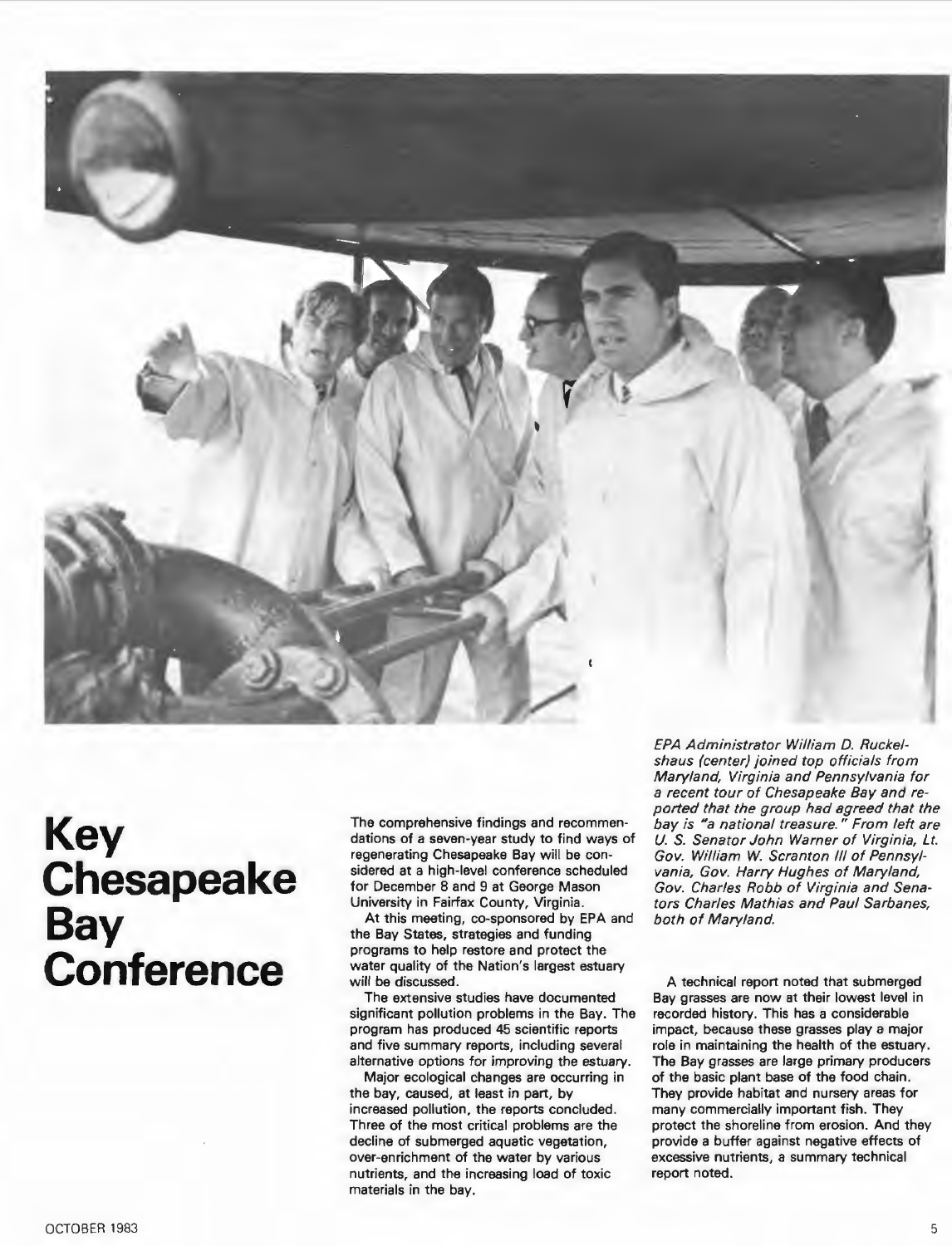# Key Chesapeake Bay Conference

*EPA Administrator William D. Ruckelshaus (center) joined top officials from Maryland, Virginia and Pennsylvania for a recent tour of Chesapeake Bay and reported that the group had agreed that the bay is "a national treasure." From left are U. S. Senator John Warner of Virginia, Lt. Gov. William W. Scranton III of Pennsylvania, Gov. Harry Hughes of Maryland, Gov. Charles Robb of Virginia and Senators Charles Mathias and Paul Sarbanes, both of Maryland.*

The comprehensive findings and recommendations of a seven-year study to find ways of regenerating Chesapeake Bay will be considered at a high-level conference scheduled for December 8 and 9 at George Mason University in Fairfax County, Virginia.

At this meeting, co-sponsored by EPA and the Bay States, strategies and funding programs to help restore and protect the water quality of the Nation's largest estuary will be discussed.

The extensive studies have documented significant pollution problems in the Bay. The program has produced 45 scientific reports and five summary reports, including several alternative options for improving the estuary.

Major ecological changes are occurring in the bay, caused, at least in part, by increased pollution, the reports concluded. Three of the most critical problems are the decline of submerged aquatic vegetation, over-enrichment of the water by various nutrients, and the increasing load of toxic materials in the bay.

A technical report noted that submerged Bay grasses are now at their lowest level in recorded history. This has a considerable impact, because these grasses play a major role in maintaining the health of the estuary. The Bay grasses are large primary producers of the basic plant base of the food chain. They provide habitat and nursery areas for many commercially important fish. They protect the shoreline from erosion. And they provide a buffer against negative effects of excessive nutrients, a summary technical report noted.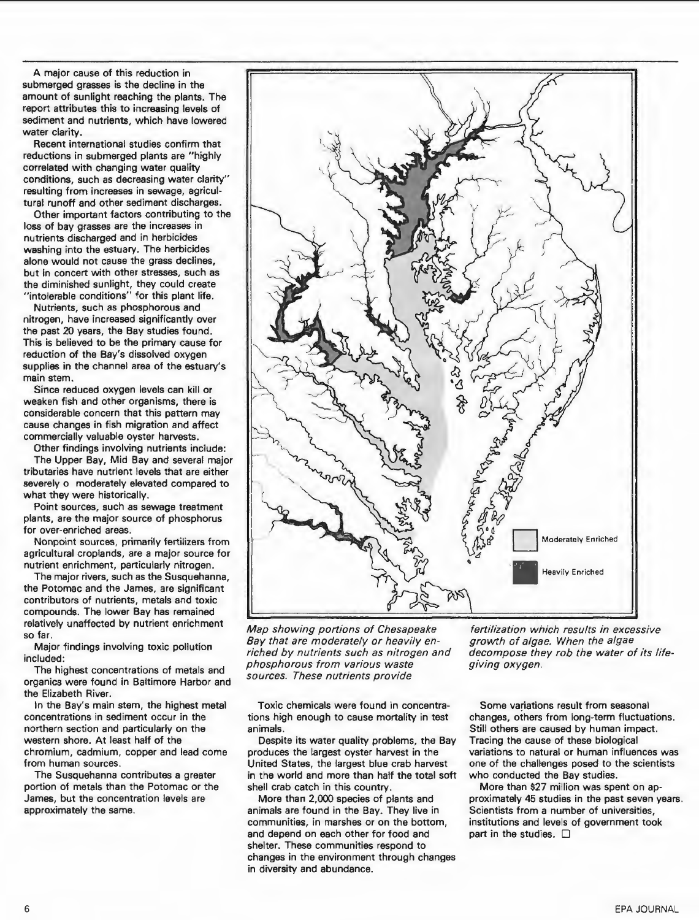A major cause of this reduction in submerged grasses is the decline in the amount of sunlight reaching the plants. The report attributes this to increasing levels of sediment and nutrients, which have lowered water clarity.

Recent international studies confirm that reductions in submerged plants are "highly correlated with changing water quality conditions, such as decreasing water clarity" resulting from increases in sewage, agricultural runoff and other sediment discharges.

Other important factors contributing to the loss of bay grasses are the increases in nutrients discharged and in herbicides washing into the estuary. The herbicides alone would not cause the grass declines, but in concert with other stresses, such as the diminished sunlight, they could create "intolerable conditions" for this plant life.

Nutrients, such as phosphorous and nitrogen, have increased significantly over the past 20 years, the Bay studies found. This is believed to be the primary cause for reduction of the Bay's dissolved oxygen supplies in the channel area of the estuary's main stem.

Since reduced oxygen levels can kill or weaken fish and other organisms, there is considerable concern that this pattern may cause changes in fish migration and affect commercially valuable oyster harvests.

Other findings involving nutrients include:

The Upper Bay, Mid Bay and several major tributaries have nutrient levels that are either severely o moderately elevated compared to what they were historically.

Point sources, such as sewage treatment plants, are the major source of phosphorus for over-enriched areas.

Nonpoint sources, primarily fertilizers from agricultural croplands, are a major source for nutrient enrichment, particularly nitrogen.

The major rivers, such as the Susquehanna, the Potomac and the James, are significant contributors of nutrients, metals and toxic compounds. The lower Bay has remained relatively unaffected by nutrient enrichment so far.

Major findings involving toxic pollution included:

The highest concentrations of metals and organics were found in Baltimore Harbor and the Elizabeth River.

In the Bay's main stem, the highest metal concentrations in sediment occur in the northern section and particularly on the western shore. At least half of the chromium, cadmium, copper and lead come from human sources.

The Susquehanna contributes a greater portion of metals than the Potomac or the James, but the concentration levels are approximately the same.

Moderately Enriched

Heavily Enriched

*Map showing portions of Chesapeake Bay that are moderately or heavily enriched by nutrients such as nitrogen and phosphorous from various waste sources. These nutrients provide fertilization which results in excessive growth of algae. When the algae decompose they rob the water of its life-giving oxygen.*

Toxic chemicals were found in concentrations high enough to cause mortality in test animals.

Despite its water quality problems, the Bay produces the largest oyster harvest in the United States, the largest blue crab harvest in the world and more than half the total soft shell crab catch in this country.

More than 2,000 species of plants and animals are found in the Bay. They live in communities, in marshes or on the bottom, and depend on each other for food and shelter. These communities respond to changes in the environment through changes in diversity and abundance.

Some variations result from seasonal changes, others from long-term fluctuations. Still others are caused by human impact. Tracing the cause of these biological variations to natural or human influences was one of the challenges posed to the scientists who conducted the Bay studies.

More than $27 million was spent on approximately 45 studies in the past seven years. Scientists from a number of universities, institutions and levels of government took part in the studies. ☐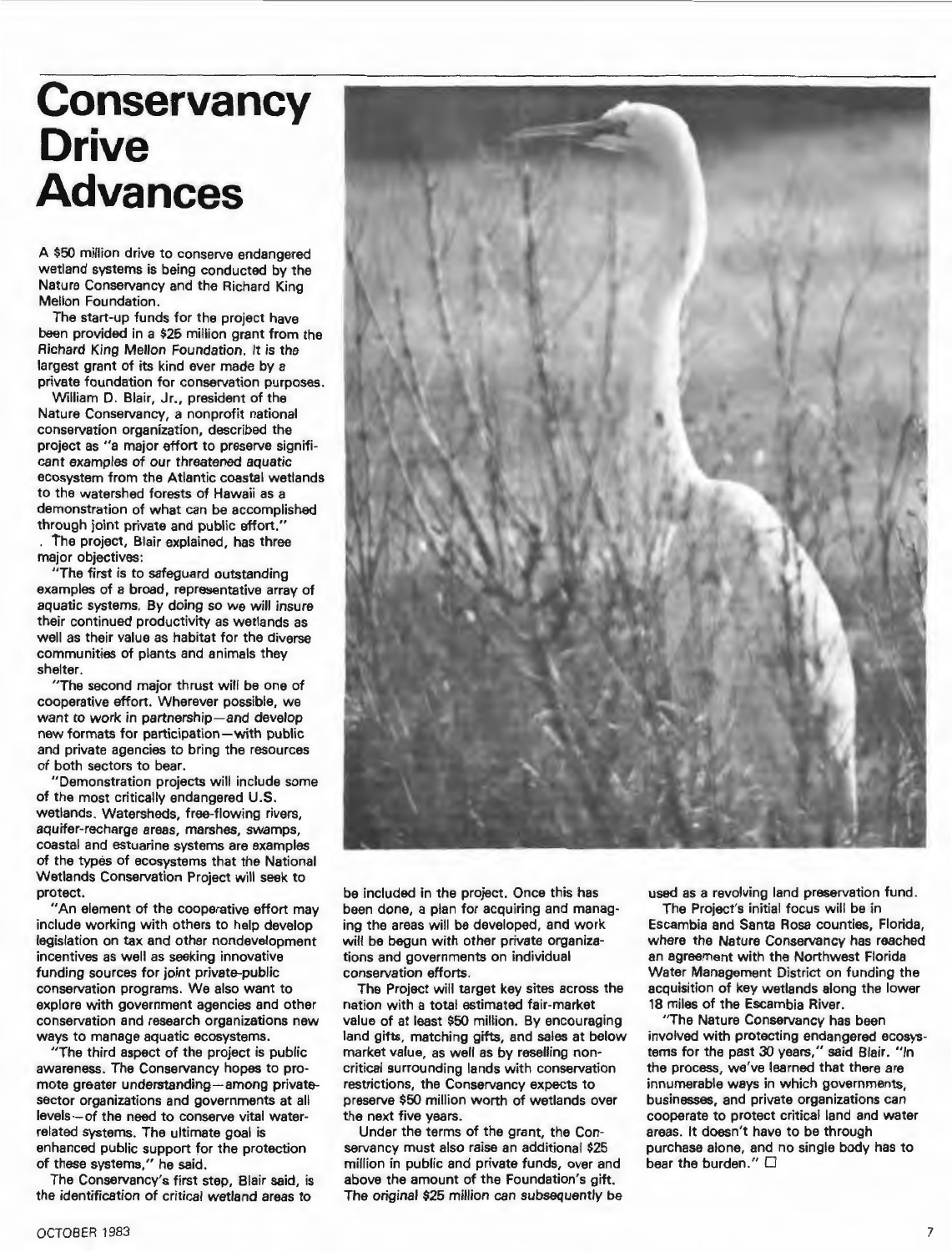# Conservancy Drive Advances

A $50 million drive to conserve endangered wetland systems is being conducted by the Nature Conservancy and the Richard King Mellon Foundation.

The start-up funds for the project have been provided in a $25 million grant from the Richard King Mellon Foundation. It is the largest grant of its kind ever made by a private foundation for conservation purposes.

William D. Blair, Jr., president of the Nature Conservancy, a nonprofit national conservation organization, described the project as "a major effort to preserve significant examples of our threatened aquatic ecosystem from the Atlantic coastal wetlands to the watershed forests of Hawaii as a demonstration of what can be accomplished through joint private and public effort."

The project, Blair explained, has three major objectives:

"The first is to safeguard outstanding examples of a broad, representative array of aquatic systems. By doing so we will insure their continued productivity as wetlands as well as their value as habitat for the diverse communities of plants and animals they shelter.

"The second major thrust will be one of cooperative effort. Wherever possible, we want to work in partnership—and develop new formats for participation—with public and private agencies to bring the resources of both sectors to bear.

"Demonstration projects will include some of the most critically endangered U.S. wetlands. Watersheds, free-flowing rivers, aquifer-recharge areas, marshes, swamps, coastal and estuarine systems are examples of the types of ecosystems that the National Wetlands Conservation Project will seek to protect.

"An element of the cooperative effort may include working with others to help develop legislation on tax and other nondevelopment incentives as well as seeking innovative funding sources for joint private-public conservation programs. We also want to explore with government agencies and other conservation and research organizations new ways to manage aquatic ecosystems.

"The third aspect of the project is public awareness. The Conservancy hopes to promote greater understanding—among private-sector organizations and governments at all levels—of the need to conserve vital water-related systems. The ultimate goal is enhanced public support for the protection of these systems," he said.

The Conservancy's first step, Blair said, is the identification of critical wetland areas to be included in the project. Once this has been done, a plan for acquiring and managing the areas will be developed, and work will be begun with other private organizations and governments on individual conservation efforts.

The Project will target key sites across the nation with a total estimated fair-market value of at least $50 million. By encouraging land gifts, matching gifts, and sales at below market value, as well as by reselling noncritical surrounding lands with conservation restrictions, the Conservancy expects to preserve $50 million worth of wetlands over the next five years.

Under the terms of the grant, the Conservancy must also raise an additional $25 million in public and private funds, over and above the amount of the Foundation's gift. The original $25 million can subsequently be used as a revolving land preservation fund.

The Project's initial focus will be in Escambia and Santa Rosa counties, Florida, where the Nature Conservancy has reached an agreement with the Northwest Florida Water Management District on funding the acquisition of key wetlands along the lower 18 miles of the Escambia River.

"The Nature Conservancy has been involved with protecting endangered ecosystems for the past 30 years," said Blair. "In the process, we've learned that there are innumerable ways in which governments, businesses, and private organizations can cooperate to protect critical land and water areas. It doesn't have to be through purchase alone, and no single body has to bear the burden." □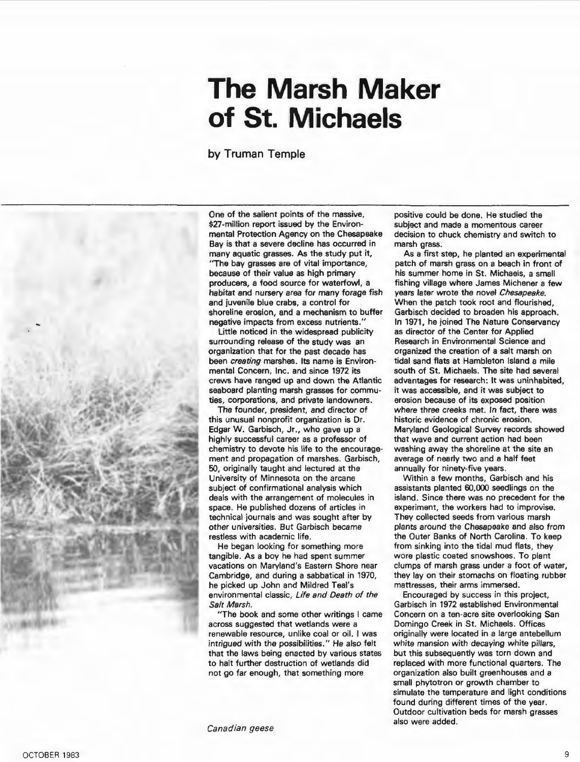# The Marsh Maker of St. Michaels

by Truman Temple

One of the salient points of the massive, $27-million report issued by the Environmental Protection Agency on the Chesapeake Bay is that a severe decline has occurred in many aquatic grasses. As the study put it, "The bay grasses are of vital importance, because of their value as high primary producers, a food source for waterfowl, a habitat and nursery area for many forage fish and juvenile blue crabs, a control for shoreline erosion, and a mechanism to buffer negative impacts from excess nutrients."

Little noticed in the widespread publicity surrounding release of the study was an organization that for the past decade has been *creating* marshes. Its name is Environmental Concern, Inc. and since 1972 its crews have ranged up and down the Atlantic seaboard planting marsh grasses for communities, corporations, and private landowners.

The founder, president, and director of this unusual nonprofit organization is Dr. Edgar W. Garbisch, Jr., who gave up a highly successful career as a professor of chemistry to devote his life to the encouragement and propagation of marshes. Garbisch, 50, originally taught and lectured at the University of Minnesota on the arcane subject of confirmational analysis which deals with the arrangement of molecules in space. He published dozens of articles in technical journals and was sought after by other universities. But Garbisch became restless with academic life.

He began looking for something more tangible. As a boy he had spent summer vacations on Maryland's Eastern Shore near Cambridge, and during a sabbatical in 1970, he picked up John and Mildred Teal's environmental classic, *Life and Death of the Salt Marsh*.

"The book and some other writings I came across suggested that wetlands were a renewable resource, unlike coal or oil. I was intrigued with the possibilities." He also felt that the laws being enacted by various states to halt further destruction of wetlands did not go far enough, that something more positive could be done. He studied the subject and made a momentous career decision to chuck chemistry and switch to marsh grass.

As a first step, he planted an experimental patch of marsh grass on a beach in front of his summer home in St. Michaels, a small fishing village where James Michener a few years later wrote the novel *Chesapeake*. When the patch took root and flourished, Garbisch decided to broaden his approach. In 1971, he joined The Nature Conservancy as director of the Center for Applied Research in Environmental Science and organized the creation of a salt marsh on tidal sand flats at Hambleton Island a mile south of St. Michaels. The site had several advantages for research: It was uninhabited, it was accessible, and it was subject to erosion because of its exposed position where three creeks met. In fact, there was historic evidence of chronic erosion. Maryland Geological Survey records showed that wave and current action had been washing away the shoreline at the site an average of nearly two and a half feet annually for ninety-five years.

Within a few months, Garbisch and his assistants planted 60,000 seedlings on the island. Since there was no precedent for the experiment, the workers had to improvise. They collected seeds from various marsh plants around the Chesapeake and also from the Outer Banks of North Carolina. To keep from sinking into the tidal mud flats, they wore plastic coated snowshoes. To plant clumps of marsh grass under a foot of water, they lay on their stomachs on floating rubber mattresses, their arms immersed.

Encouraged by success in this project, Garbisch in 1972 established Environmental Concern on a ten-acre site overlooking San Domingo Creek in St. Michaels. Offices originally were located in a large antebellum white mansion with decaying white pillars, but this subsequently was torn down and replaced with more functional quarters. The organization also built greenhouses and a small phytotron or growth chamber to simulate the temperature and light conditions found during different times of the year. Outdoor cultivation beds for marsh grasses also were added.

*Canadian geese*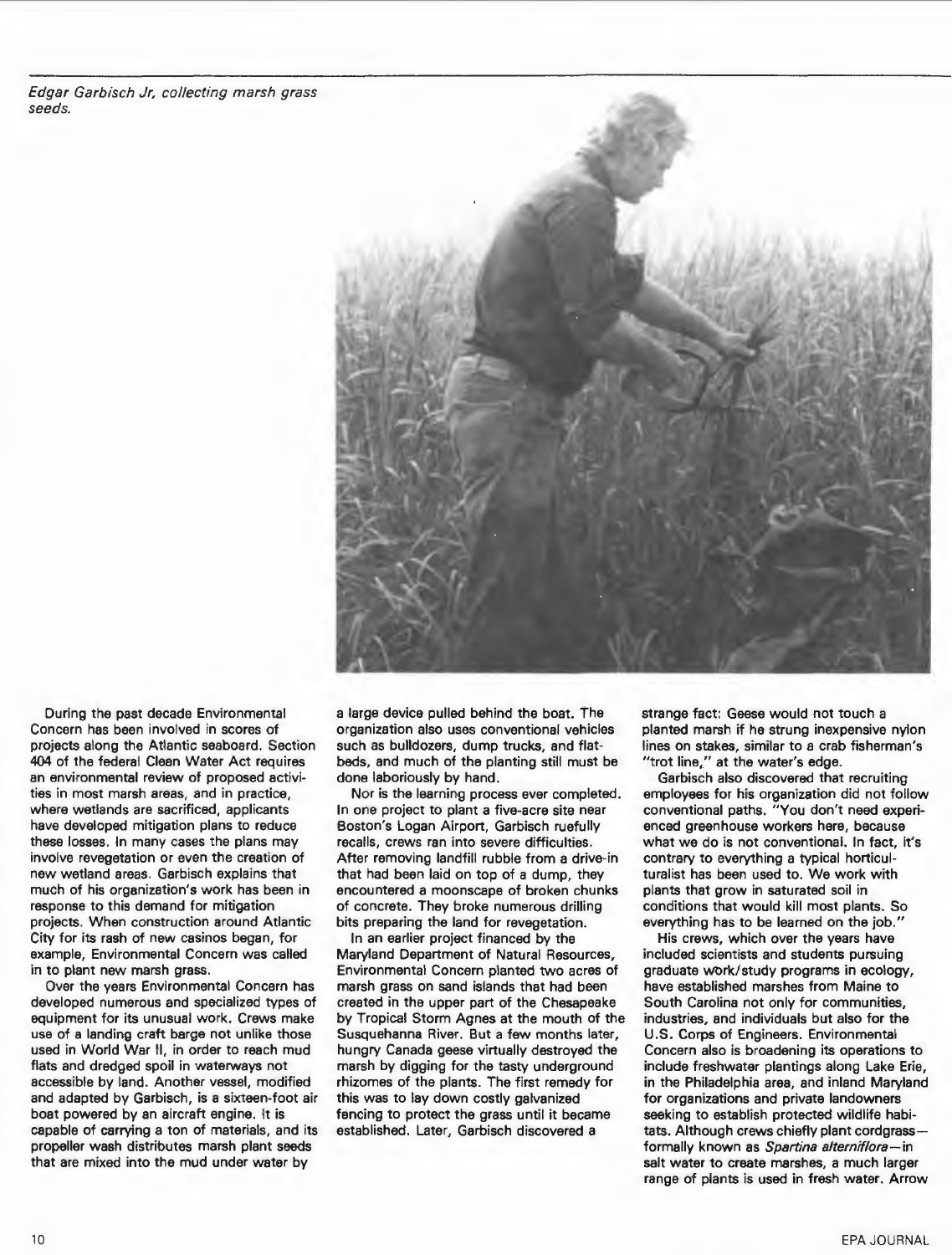*Edgar Garbisch Jr, collecting marsh grass seeds.*

During the past decade Environmental Concern has been involved in scores of projects along the Atlantic seaboard. Section 404 of the federal Clean Water Act requires an environmental review of proposed activities in most marsh areas, and in practice, where wetlands are sacrificed, applicants have developed mitigation plans to reduce these losses. In many cases the plans may involve revegetation or even the creation of new wetland areas. Garbisch explains that much of his organization's work has been in response to this demand for mitigation projects. When construction around Atlantic City for its rash of new casinos began, for example, Environmental Concern was called in to plant new marsh grass.

Over the years Environmental Concern has developed numerous and specialized types of equipment for its unusual work. Crews make use of a landing craft barge not unlike those used in World War II, in order to reach mud flats and dredged spoil in waterways not accessible by land. Another vessel, modified and adapted by Garbisch, is a sixteen-foot air boat powered by an aircraft engine. It is capable of carrying a ton of materials, and its propeller wash distributes marsh plant seeds that are mixed into the mud under water by a large device pulled behind the boat. The organization also uses conventional vehicles such as bulldozers, dump trucks, and flatbeds, and much of the planting still must be done laboriously by hand.

Nor is the learning process ever completed. In one project to plant a five-acre site near Boston's Logan Airport, Garbisch ruefully recalls, crews ran into severe difficulties. After removing landfill rubble from a drive-in that had been laid on top of a dump, they encountered a moonscape of broken chunks of concrete. They broke numerous drilling bits preparing the land for revegetation.

In an earlier project financed by the Maryland Department of Natural Resources, Environmental Concern planted two acres of marsh grass on sand islands that had been created in the upper part of the Chesapeake by Tropical Storm Agnes at the mouth of the Susquehanna River. But a few months later, hungry Canada geese virtually destroyed the marsh by digging for the tasty underground rhizomes of the plants. The first remedy for this was to lay down costly galvanized fencing to protect the grass until it became established. Later, Garbisch discovered a strange fact: Geese would not touch a planted marsh if he strung inexpensive nylon lines on stakes, similar to a crab fisherman's "trot line," at the water's edge.

Garbisch also discovered that recruiting employees for his organization did not follow conventional paths. "You don't need experienced greenhouse workers here, because what we do is not conventional. In fact, it's contrary to everything a typical horticulturalist has been used to. We work with plants that grow in saturated soil in conditions that would kill most plants. So everything has to be learned on the job."

His crews, which over the years have included scientists and students pursuing graduate work/study programs in ecology, have established marshes from Maine to South Carolina not only for communities, industries, and individuals but also for the U.S. Corps of Engineers. Environmental Concern also is broadening its operations to include freshwater plantings along Lake Erie, in the Philadelphia area, and inland Maryland for organizations and private landowners seeking to establish protected wildlife habitats. Although crews chiefly plant cordgrass—formally known as *Spartina alterniflora*—in salt water to create marshes, a much larger range of plants is used in fresh water. Arrow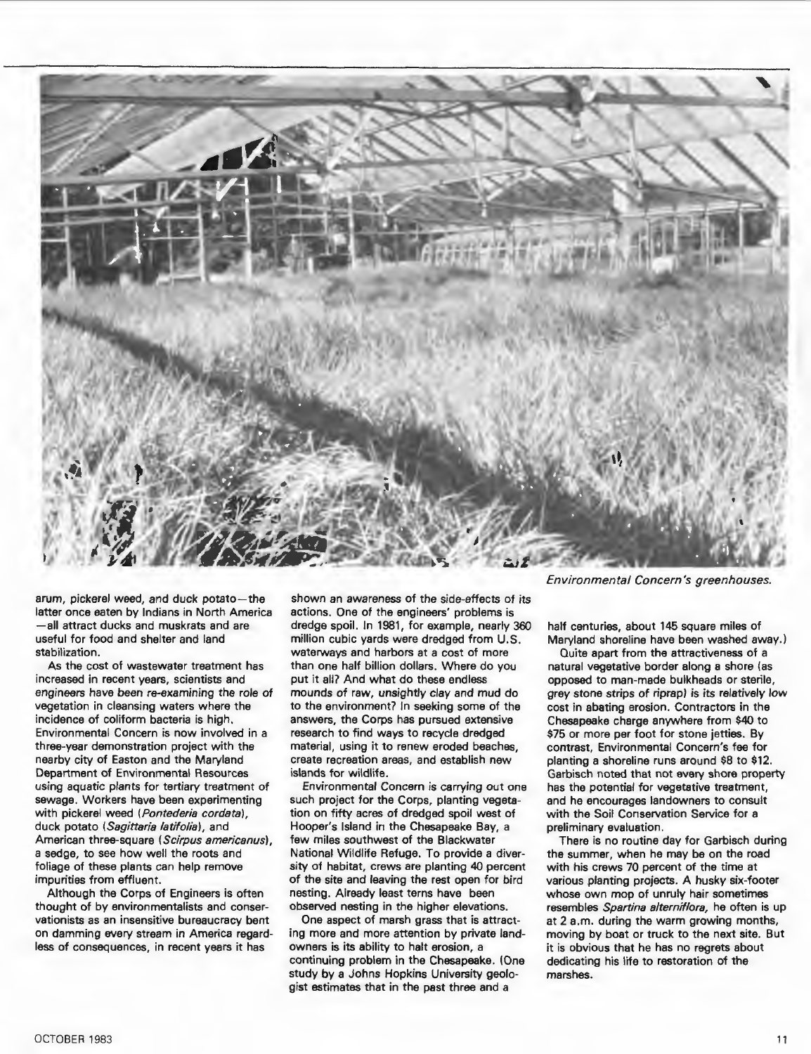Environmental Concern's greenhouses.

arum, pickerel weed, and duck potato—the latter once eaten by Indians in North America—all attract ducks and muskrats and are useful for food and shelter and land stabilization.

As the cost of wastewater treatment has increased in recent years, scientists and engineers have been re-examining the role of vegetation in cleansing waters where the incidence of coliform bacteria is high. Environmental Concern is now involved in a three-year demonstration project with the nearby city of Easton and the Maryland Department of Environmental Resources using aquatic plants for tertiary treatment of sewage. Workers have been experimenting with pickerel weed (*Pontederia cordata*), duck potato (*Sagittaria latifolia*), and American three-square (*Scirpus americanus*), a sedge, to see how well the roots and foliage of these plants can help remove impurities from effluent.

Although the Corps of Engineers is often thought of by environmentalists and conservationists as an insensitive bureaucracy bent on damming every stream in America regardless of consequences, in recent years it has shown an awareness of the side-effects of its actions. One of the engineers' problems is dredge spoil. In 1981, for example, nearly 360 million cubic yards were dredged from U.S. waterways and harbors at a cost of more than one half billion dollars. Where do you put it all? And what do these endless mounds of raw, unsightly clay and mud do to the environment? In seeking some of the answers, the Corps has pursued extensive research to find ways to recycle dredged material, using it to renew eroded beaches, create recreation areas, and establish new islands for wildlife.

Environmental Concern is carrying out one such project for the Corps, planting vegetation on fifty acres of dredged spoil west of Hooper's Island in the Chesapeake Bay, a few miles southwest of the Blackwater National Wildlife Refuge. To provide a diversity of habitat, crews are planting 40 percent of the site and leaving the rest open for bird nesting. Already least terns have been observed nesting in the higher elevations.

One aspect of marsh grass that is attracting more and more attention by private landowners is its ability to halt erosion, a continuing problem in the Chesapeake. (One study by a Johns Hopkins University geologist estimates that in the past three and a half centuries, about 145 square miles of Maryland shoreline have been washed away.)

Quite apart from the attractiveness of a natural vegetative border along a shore (as opposed to man-made bulkheads or sterile, grey stone strips of riprap) is its relatively low cost in abating erosion. Contractors in the Chesapeake charge anywhere from $40 to $75 or more per foot for stone jetties. By contrast, Environmental Concern's fee for planting a shoreline runs around $8 to $12. Garbisch noted that not every shore property has the potential for vegetative treatment, and he encourages landowners to consult with the Soil Conservation Service for a preliminary evaluation.

There is no routine day for Garbisch during the summer, when he may be on the road with his crews 70 percent of the time at various planting projects. A husky six-footer whose own mop of unruly hair sometimes resembles *Spartina alterniflora*, he often is up at 2 a.m. during the warm growing months, moving by boat or truck to the next site. But it is obvious that he has no regrets about dedicating his life to restoration of the marshes.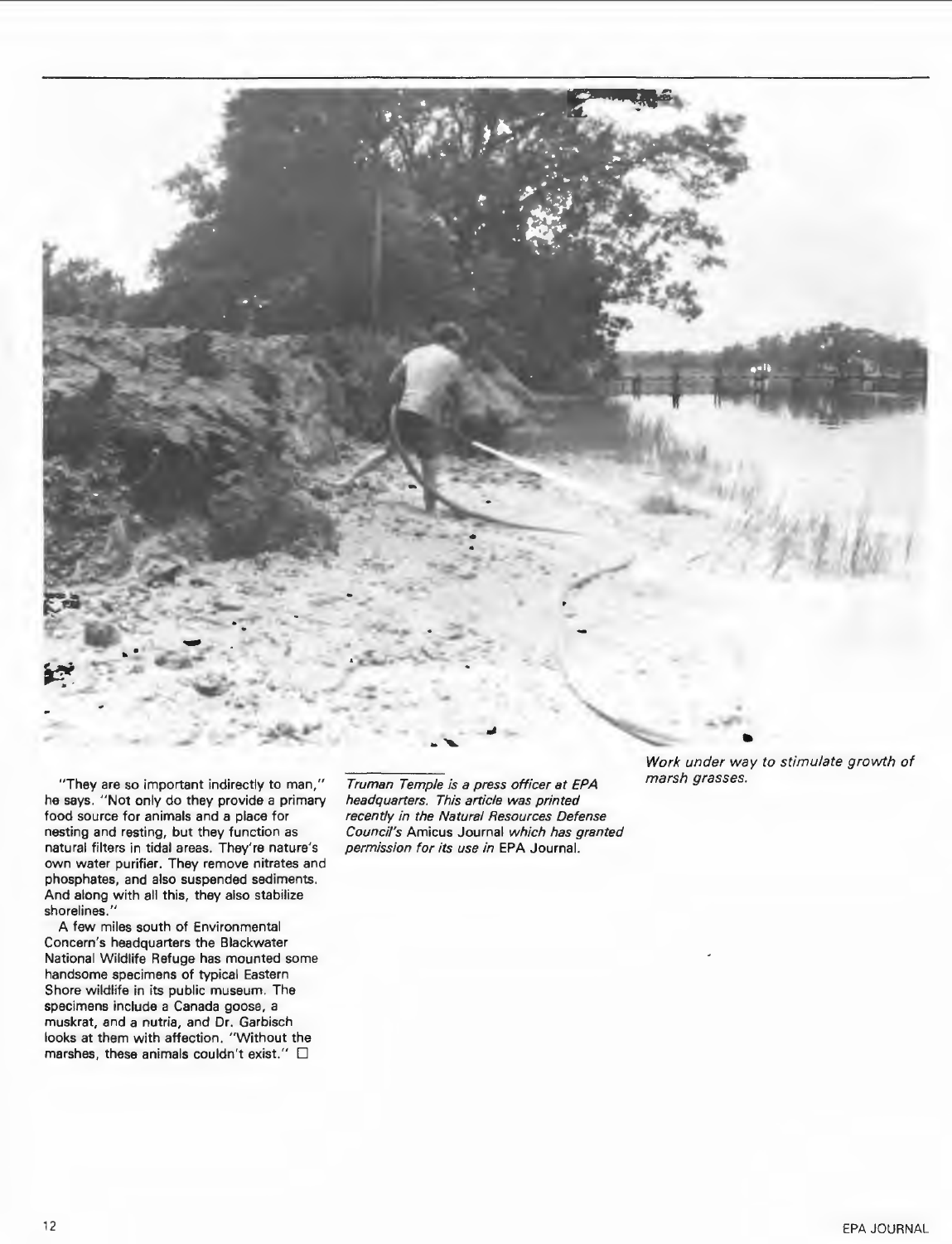*Work under way to stimulate growth of marsh grasses.*

"They are so important indirectly to man," he says. "Not only do they provide a primary food source for animals and a place for nesting and resting, but they function as natural filters in tidal areas. They're nature's own water purifier. They remove nitrates and phosphates, and also suspended sediments. And along with all this, they also stabilize shorelines."

A few miles south of Environmental Concern's headquarters the Blackwater National Wildlife Refuge has mounted some handsome specimens of typical Eastern Shore wildlife in its public museum. The specimens include a Canada goose, a muskrat, and a nutria, and Dr. Garbisch looks at them with affection. "Without the marshes, these animals couldn't exist." □

---

*Truman Temple is a press officer at EPA headquarters. This article was printed recently in the Natural Resources Defense Council's* Amicus Journal *which has granted permission for its use in* EPA Journal.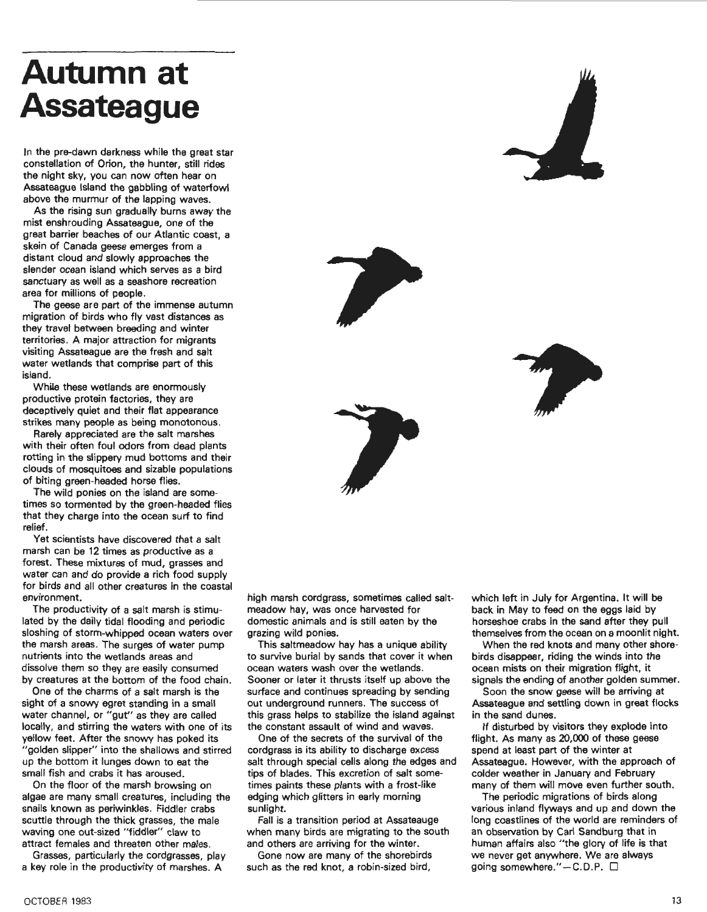# Autumn at Assateague

In the pre-dawn darkness while the great star constellation of Orion, the hunter, still rides the night sky, you can now often hear on Assateague Island the gabbling of waterfowl above the murmur of the lapping waves.

As the rising sun gradually burns away the mist enshrouding Assateague, one of the great barrier beaches of our Atlantic coast, a skein of Canada geese emerges from a distant cloud and slowly approaches the slender ocean island which serves as a bird sanctuary as well as a seashore recreation area for millions of people.

The geese are part of the immense autumn migration of birds who fly vast distances as they travel between breeding and winter territories. A major attraction for migrants visiting Assateague are the fresh and salt water wetlands that comprise part of this island.

While these wetlands are enormously productive protein factories, they are deceptively quiet and their flat appearance strikes many people as being monotonous.

Rarely appreciated are the salt marshes with their often foul odors from dead plants rotting in the slippery mud bottoms and their clouds of mosquitoes and sizable populations of biting green-headed horse flies.

The wild ponies on the island are sometimes so tormented by the green-headed flies that they charge into the ocean surf to find relief.

Yet scientists have discovered that a salt marsh can be 12 times as productive as a forest. These mixtures of mud, grasses and water can and do provide a rich food supply for birds and all other creatures in the coastal environment.

The productivity of a salt marsh is stimulated by the daily tidal flooding and periodic sloshing of storm-whipped ocean waters over the marsh areas. The surges of water pump nutrients into the wetlands areas and dissolve them so they are easily consumed by creatures at the bottom of the food chain.

One of the charms of a salt marsh is the sight of a snowy egret standing in a small water channel, or "gut" as they are called locally, and stirring the waters with one of its yellow feet. After the snowy has poked its "golden slipper" into the shallows and stirred up the bottom it lunges down to eat the small fish and crabs it has aroused.

On the floor of the marsh browsing on algae are many small creatures, including the snails known as periwinkles. Fiddler crabs scuttle through the thick grasses, the male waving one out-sized "fiddler" claw to attract females and threaten other males.

Grasses, particularly the cordgrasses, play a key role in the productivity of marshes. A high marsh cordgrass, sometimes called saltmeadow hay, was once harvested for domestic animals and is still eaten by the grazing wild ponies.

This saltmeadow hay has a unique ability to survive burial by sands that cover it when ocean waters wash over the wetlands. Sooner or later it thrusts itself up above the surface and continues spreading by sending out underground runners. The success of this grass helps to stabilize the island against the constant assault of wind and waves.

One of the secrets of the survival of the cordgrass is its ability to discharge excess salt through special cells along the edges and tips of blades. This excretion of salt sometimes paints these plants with a frost-like edging which glitters in early morning sunlight.

Fall is a transition period at Assateauge when many birds are migrating to the south and others are arriving for the winter.

Gone now are many of the shorebirds such as the red knot, a robin-sized bird, which left in July for Argentina. It will be back in May to feed on the eggs laid by horseshoe crabs in the sand after they pull themselves from the ocean on a moonlit night.

When the red knots and many other shorebirds disappear, riding the winds into the ocean mists on their migration flight, it signals the ending of another golden summer.

Soon the snow geese will be arriving at Assateague and settling down in great flocks in the sand dunes.

If disturbed by visitors they explode into flight. As many as 20,000 of these geese spend at least part of the winter at Assateague. However, with the approach of colder weather in January and February many of them will move even further south.

The periodic migrations of birds along various inland flyways and up and down the long coastlines of the world are reminders of an observation by Carl Sandburg that in human affairs also "the glory of life is that we never get anywhere. We are always going somewhere."—C.D.P. □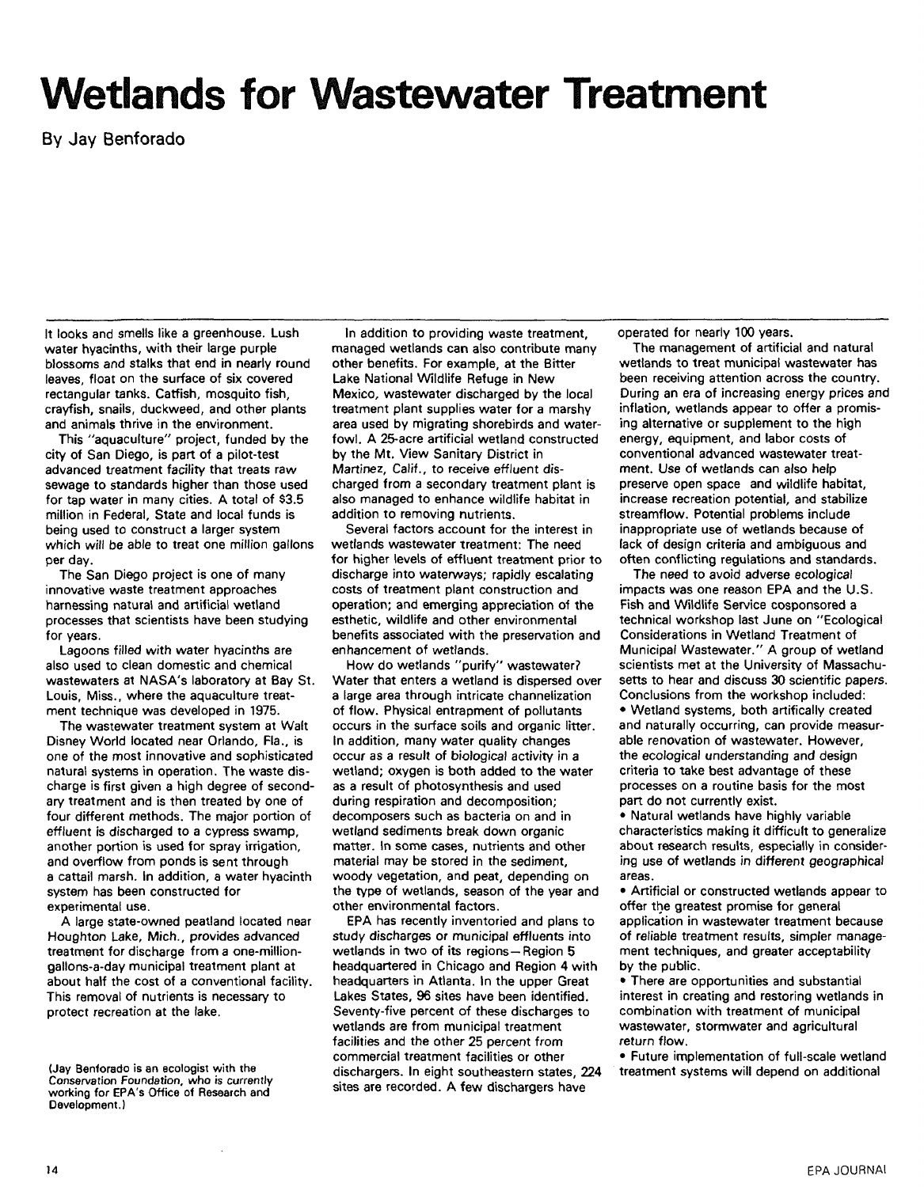# Wetlands for Wastewater Treatment

By Jay Benforado

It looks and smells like a greenhouse. Lush water hyacinths, with their large purple blossoms and stalks that end in nearly round leaves, float on the surface of six covered rectangular tanks. Catfish, mosquito fish, crayfish, snails, duckweed, and other plants and animals thrive in the environment.

This "aquaculture" project, funded by the city of San Diego, is part of a pilot-test advanced treatment facility that treats raw sewage to standards higher than those used for tap water in many cities. A total of $3.5 million in Federal, State and local funds is being used to construct a larger system which will be able to treat one million gallons per day.

The San Diego project is one of many innovative waste treatment approaches harnessing natural and artificial wetland processes that scientists have been studying for years.

Lagoons filled with water hyacinths are also used to clean domestic and chemical wastewaters at NASA's laboratory at Bay St. Louis, Miss., where the aquaculture treatment technique was developed in 1975.

The wastewater treatment system at Walt Disney World located near Orlando, Fla., is one of the most innovative and sophisticated natural systems in operation. The waste discharge is first given a high degree of secondary treatment and is then treated by one of four different methods. The major portion of effluent is discharged to a cypress swamp, another portion is used for spray irrigation, and overflow from ponds is sent through a cattail marsh. In addition, a water hyacinth system has been constructed for experimental use.

A large state-owned peatland located near Houghton Lake, Mich., provides advanced treatment for discharge from a one-million-gallons-a-day municipal treatment plant at about half the cost of a conventional facility. This removal of nutrients is necessary to protect recreation at the lake.

(Jay Benforado is an ecologist with the Conservation Foundation, who is currently working for EPA's Office of Research and Development.)

In addition to providing waste treatment, managed wetlands can also contribute many other benefits. For example, at the Bitter Lake National Wildlife Refuge in New Mexico, wastewater discharged by the local treatment plant supplies water for a marshy area used by migrating shorebirds and waterfowl. A 25-acre artificial wetland constructed by the Mt. View Sanitary District in Martinez, Calif., to receive effluent discharged from a secondary treatment plant is also managed to enhance wildlife habitat in addition to removing nutrients.

Several factors account for the interest in wetlands wastewater treatment: The need for higher levels of effluent treatment prior to discharge into waterways; rapidly escalating costs of treatment plant construction and operation; and emerging appreciation of the esthetic, wildlife and other environmental benefits associated with the preservation and enhancement of wetlands.

How do wetlands "purify" wastewater? Water that enters a wetland is dispersed over a large area through intricate channelization of flow. Physical entrapment of pollutants occurs in the surface soils and organic litter. In addition, many water quality changes occur as a result of biological activity in a wetland; oxygen is both added to the water as a result of photosynthesis and used during respiration and decomposition; decomposers such as bacteria on and in wetland sediments break down organic matter. In some cases, nutrients and other material may be stored in the sediment, woody vegetation, and peat, depending on the type of wetlands, season of the year and other environmental factors.

EPA has recently inventoried and plans to study discharges or municipal effluents into wetlands in two of its regions—Region 5 headquartered in Chicago and Region 4 with headquarters in Atlanta. In the upper Great Lakes States, 96 sites have been identified. Seventy-five percent of these discharges to wetlands are from municipal treatment facilities and the other 25 percent from commercial treatment facilities or other dischargers. In eight southeastern states, 224 sites are recorded. A few dischargers have operated for nearly 100 years.

The management of artificial and natural wetlands to treat municipal wastewater has been receiving attention across the country. During an era of increasing energy prices and inflation, wetlands appear to offer a promising alternative or supplement to the high energy, equipment, and labor costs of conventional advanced wastewater treatment. Use of wetlands can also help preserve open space and wildlife habitat, increase recreation potential, and stabilize streamflow. Potential problems include inappropriate use of wetlands because of lack of design criteria and ambiguous and often conflicting regulations and standards.

The need to avoid adverse ecological impacts was one reason EPA and the U.S. Fish and Wildlife Service cosponsored a technical workshop last June on "Ecological Considerations in Wetland Treatment of Municipal Wastewater." A group of wetland scientists met at the University of Massachusetts to hear and discuss 30 scientific papers. Conclusions from the workshop included:

- Wetland systems, both artifically created and naturally occurring, can provide measurable renovation of wastewater. However, the ecological understanding and design criteria to take best advantage of these processes on a routine basis for the most part do not currently exist.
- Natural wetlands have highly variable characteristics making it difficult to generalize about research results, especially in considering use of wetlands in different geographical areas.
- Artificial or constructed wetlands appear to offer the greatest promise for general application in wastewater treatment because of reliable treatment results, simpler management techniques, and greater acceptability by the public.
- There are opportunities and substantial interest in creating and restoring wetlands in combination with treatment of municipal wastewater, stormwater and agricultural return flow.
- Future implementation of full-scale wetland treatment systems will depend on additional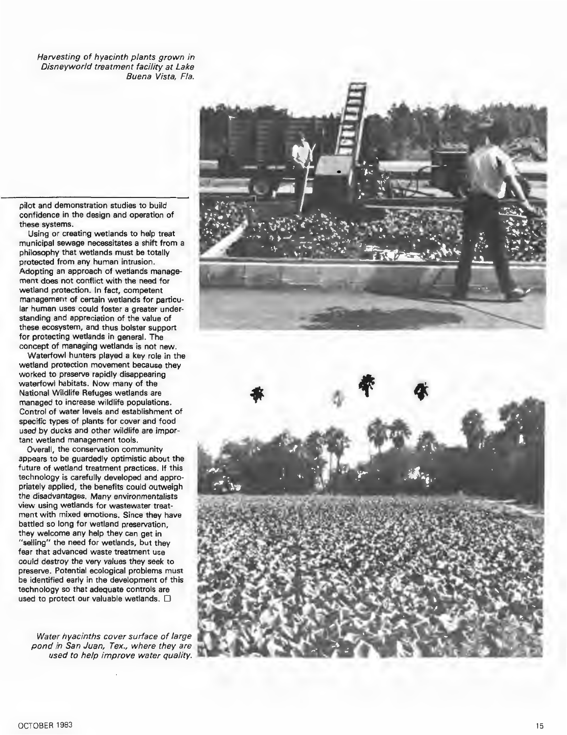*Harvesting of hyacinth plants grown in Disneyworld treatment facility at Lake Buena Vista, Fla.*

pilot and demonstration studies to build confidence in the design and operation of these systems.

Using or creating wetlands to help treat municipal sewage necessitates a shift from a philosophy that wetlands must be totally protected from any human intrusion. Adopting an approach of wetlands management does not conflict with the need for wetland protection. In fact, competent management of certain wetlands for particular human uses could foster a greater understanding and appreciation of the value of these ecosystem, and thus bolster support for protecting wetlands in general. The concept of managing wetlands is not new.

Waterfowl hunters played a key role in the wetland protection movement because they worked to preserve rapidly disappearing waterfowl habitats. Now many of the National Wildlife Refuges wetlands are managed to increase wildlife populations. Control of water levels and establishment of specific types of plants for cover and food used by ducks and other wildlife are important wetland management tools.

Overall, the conservation community appears to be guardedly optimistic about the future of wetland treatment practices. If this technology is carefully developed and appropriately applied, the benefits could outweigh the disadvantages. Many environmentalists view using wetlands for wastewater treatment with mixed emotions. Since they have battled so long for wetland preservation, they welcome any help they can get in "selling" the need for wetlands, but they fear that advanced waste treatment use could destroy the very values they seek to preserve. Potential ecological problems must be identified early in the development of this technology so that adequate controls are used to protect our valuable wetlands. □

*Water hyacinths cover surface of large pond in San Juan, Tex., where they are used to help improve water quality.*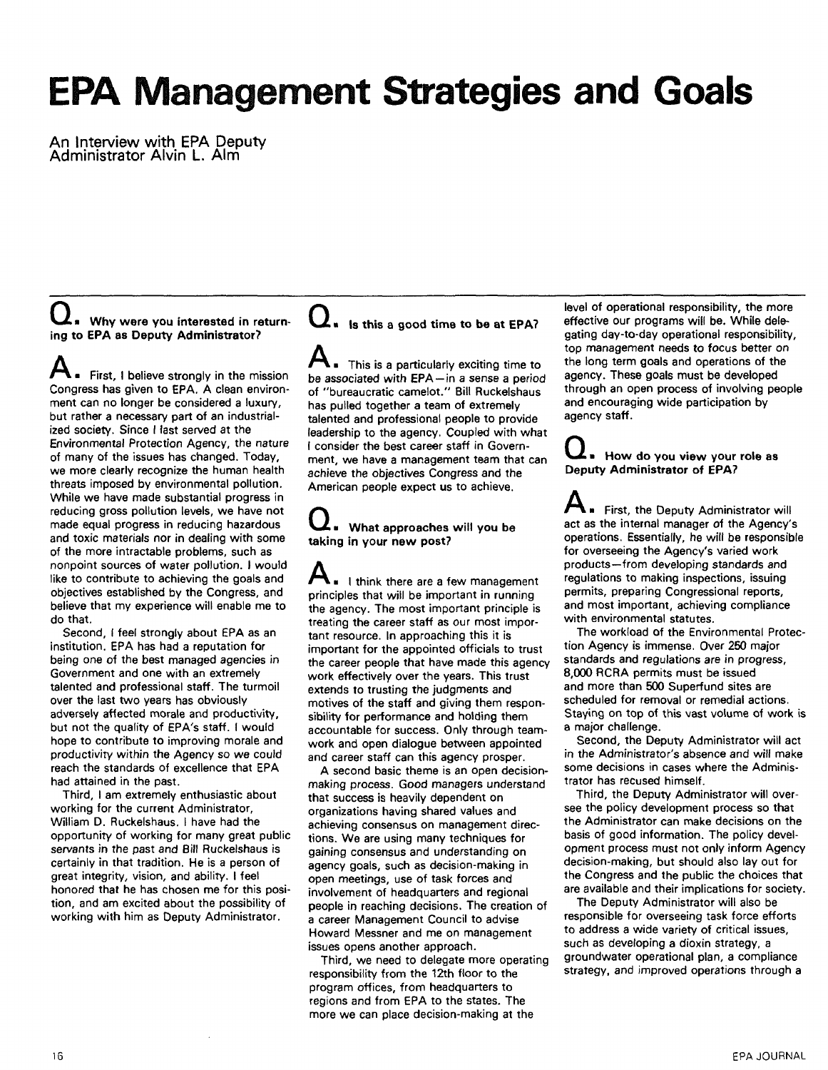# EPA Management Strategies and Goals

An Interview with EPA Deputy Administrator Alvin L. Alm

**Q. Why were you interested in returning to EPA as Deputy Administrator?**

**A.** First, I believe strongly in the mission Congress has given to EPA. A clean environment can no longer be considered a luxury, but rather a necessary part of an industrialized society. Since I last served at the Environmental Protection Agency, the nature of many of the issues has changed. Today, we more clearly recognize the human health threats imposed by environmental pollution. While we have made substantial progress in reducing gross pollution levels, we have not made equal progress in reducing hazardous and toxic materials nor in dealing with some of the more intractable problems, such as nonpoint sources of water pollution. I would like to contribute to achieving the goals and objectives established by the Congress, and believe that my experience will enable me to do that.

Second, I feel strongly about EPA as an institution. EPA has had a reputation for being one of the best managed agencies in Government and one with an extremely talented and professional staff. The turmoil over the last two years has obviously adversely affected morale and productivity, but not the quality of EPA's staff. I would hope to contribute to improving morale and productivity within the Agency so we could reach the standards of excellence that EPA had attained in the past.

Third, I am extremely enthusiastic about working for the current Administrator, William D. Ruckelshaus. I have had the opportunity of working for many great public servants in the past and Bill Ruckelshaus is certainly in that tradition. He is a person of great integrity, vision, and ability. I feel honored that he has chosen me for this position, and am excited about the possibility of working with him as Deputy Administrator.

**Q. Is this a good time to be at EPA?**

**A.** This is a particularly exciting time to be associated with EPA—in a sense a period of "bureaucratic camelot." Bill Ruckelshaus has pulled together a team of extremely talented and professional people to provide leadership to the agency. Coupled with what I consider the best career staff in Government, we have a management team that can achieve the objectives Congress and the American people expect us to achieve.

**Q. What approaches will you be taking in your new post?**

**A.** I think there are a few management principles that will be important in running the agency. The most important principle is treating the career staff as our most important resource. In approaching this it is important for the appointed officials to trust the career people that have made this agency work effectively over the years. This trust extends to trusting the judgments and motives of the staff and giving them responsibility for performance and holding them accountable for success. Only through teamwork and open dialogue between appointed and career staff can this agency prosper.

A second basic theme is an open decision-making process. Good managers understand that success is heavily dependent on organizations having shared values and achieving consensus on management directions. We are using many techniques for gaining consensus and understanding on agency goals, such as decision-making in open meetings, use of task forces and involvement of headquarters and regional people in reaching decisions. The creation of a career Management Council to advise Howard Messner and me on management issues opens another approach.

Third, we need to delegate more operating responsibility from the 12th floor to the program offices, from headquarters to regions and from EPA to the states. The more we can place decision-making at the level of operational responsibility, the more effective our programs will be. While delegating day-to-day operational responsibility, top management needs to focus better on the long term goals and operations of the agency. These goals must be developed through an open process of involving people and encouraging wide participation by agency staff.

**Q. How do you view your role as Deputy Administrator of EPA?**

**A.** First, the Deputy Administrator will act as the internal manager of the Agency's operations. Essentially, he will be responsible for overseeing the Agency's varied work products—from developing standards and regulations to making inspections, issuing permits, preparing Congressional reports, and most important, achieving compliance with environmental statutes.

The workload of the Environmental Protection Agency is immense. Over 250 major standards and regulations are in progress, 8,000 RCRA permits must be issued and more than 500 Superfund sites are scheduled for removal or remedial actions. Staying on top of this vast volume of work is a major challenge.

Second, the Deputy Administrator will act in the Administrator's absence and will make some decisions in cases where the Administrator has recused himself.

Third, the Deputy Administrator will oversee the policy development process so that the Administrator can make decisions on the basis of good information. The policy development process must not only inform Agency decision-making, but should also lay out for the Congress and the public the choices that are available and their implications for society.

The Deputy Administrator will also be responsible for overseeing task force efforts to address a wide variety of critical issues, such as developing a dioxin strategy, a groundwater operational plan, a compliance strategy, and improved operations through a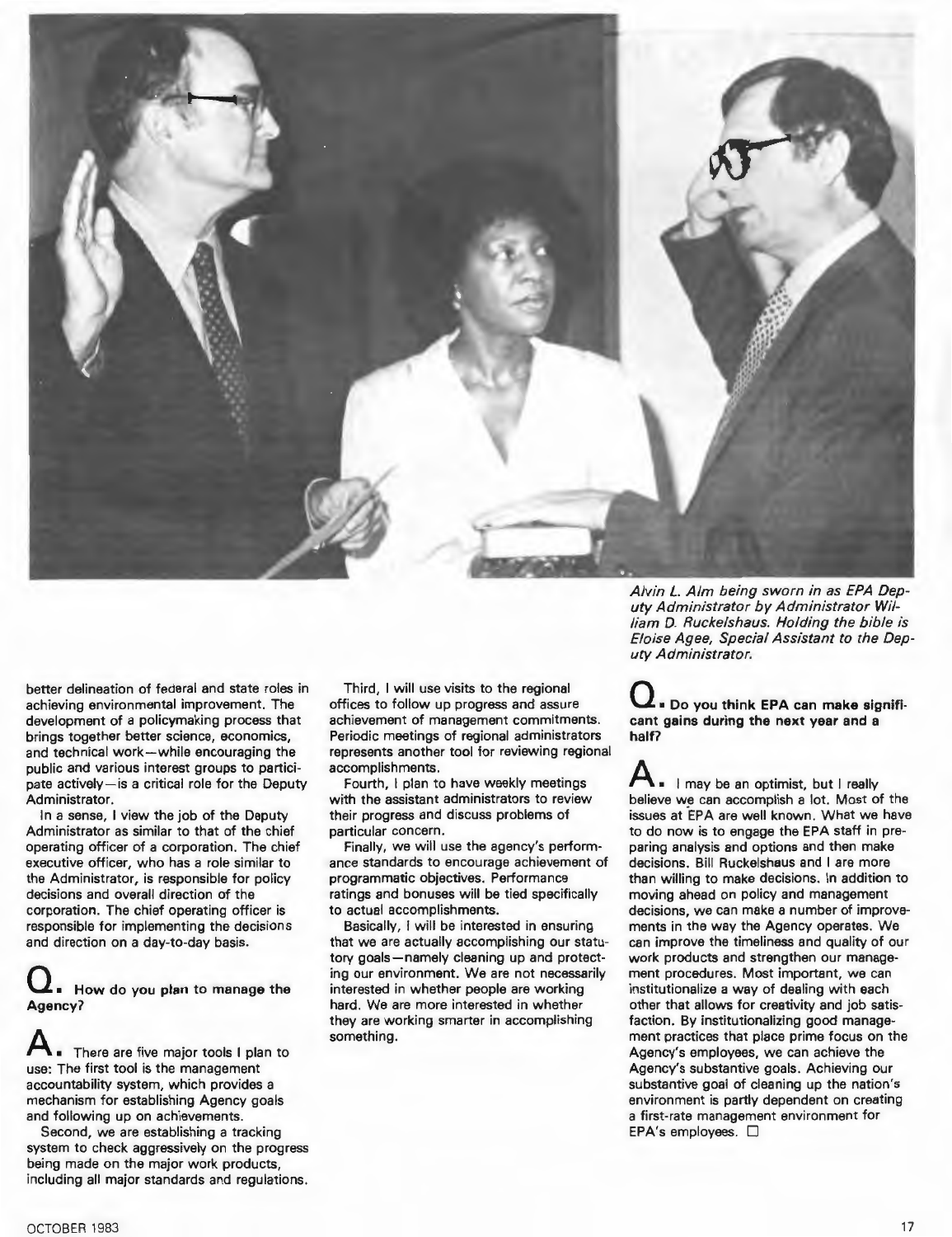*Alvin L. Alm being sworn in as EPA Deputy Administrator by Administrator William D. Ruckelshaus. Holding the bible is Eloise Agee, Special Assistant to the Deputy Administrator.*

better delineation of federal and state roles in achieving environmental improvement. The development of a policymaking process that brings together better science, economics, and technical work—while encouraging the public and various interest groups to participate actively—is a critical role for the Deputy Administrator.

In a sense, I view the job of the Deputy Administrator as similar to that of the chief operating officer of a corporation. The chief executive officer, who has a role similar to the Administrator, is responsible for policy decisions and overall direction of the corporation. The chief operating officer is responsible for implementing the decisions and direction on a day-to-day basis.

**Q. How do you plan to manage the Agency?**

**A.** There are five major tools I plan to use: The first tool is the management accountability system, which provides a mechanism for establishing Agency goals and following up on achievements.

Second, we are establishing a tracking system to check aggressively on the progress being made on the major work products, including all major standards and regulations.

Third, I will use visits to the regional offices to follow up progress and assure achievement of management commitments. Periodic meetings of regional administrators represents another tool for reviewing regional accomplishments.

Fourth, I plan to have weekly meetings with the assistant administrators to review their progress and discuss problems of particular concern.

Finally, we will use the agency's performance standards to encourage achievement of programmatic objectives. Performance ratings and bonuses will be tied specifically to actual accomplishments.

Basically, I will be interested in ensuring that we are actually accomplishing our statutory goals—namely cleaning up and protecting our environment. We are not necessarily interested in whether people are working hard. We are more interested in whether they are working smarter in accomplishing something.

**Q. Do you think EPA can make significant gains during the next year and a half?**

**A.** I may be an optimist, but I really believe we can accomplish a lot. Most of the issues at EPA are well known. What we have to do now is to engage the EPA staff in preparing analysis and options and then make decisions. Bill Ruckelshaus and I are more than willing to make decisions. In addition to moving ahead on policy and management decisions, we can make a number of improvements in the way the Agency operates. We can improve the timeliness and quality of our work products and strengthen our management procedures. Most important, we can institutionalize a way of dealing with each other that allows for creativity and job satisfaction. By institutionalizing good management practices that place prime focus on the Agency's employees, we can achieve the Agency's substantive goals. Achieving our substantive goal of cleaning up the nation's environment is partly dependent on creating a first-rate management environment for EPA's employees. □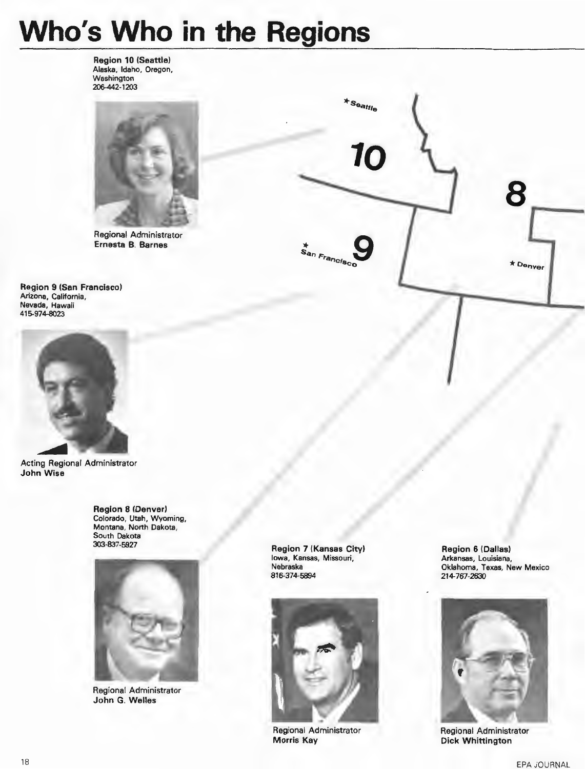# Who's Who in the Regions

**Region 10 (Seattle)**
Alaska, Idaho, Oregon, Washington
206-442-1203

Regional Administrator
**Ernesta B. Barnes**

**Region 9 (San Francisco)**
Arizona, California, Nevada, Hawaii
415-974-8023

Acting Regional Administrator
**John Wise**

**Region 8 (Denver)**
Colorado, Utah, Wyoming, Montana, North Dakota, South Dakota
303-837-5927

Regional Administrator
**John G. Welles**

**Region 7 (Kansas City)**
Iowa, Kansas, Missouri, Nebraska
816-374-5894

Regional Administrator
**Morris Kay**

**Region 6 (Dallas)**
Arkansas, Louisiana, Oklahoma, Texas, New Mexico
214-767-2630

Regional Administrator
**Dick Whittington**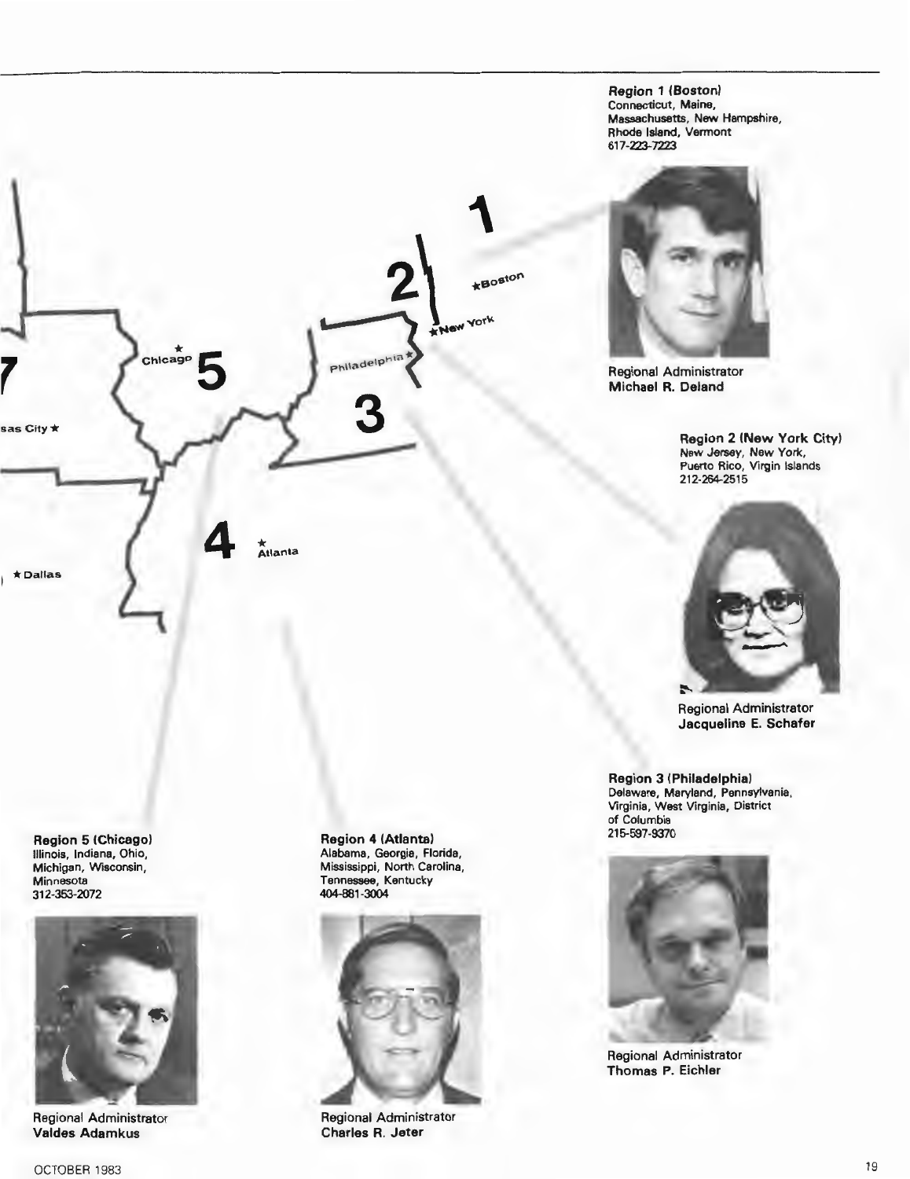**Region 1 (Boston)**
Connecticut, Maine, Massachusetts, New Hampshire, Rhode Island, Vermont
617-223-7223

Regional Administrator
**Michael R. Deland**

**Region 2 (New York City)**
New Jersey, New York, Puerto Rico, Virgin Islands
212-264-2515

Regional Administrator
**Jacqueline E. Schafer**

**Region 3 (Philadelphia)**
Delaware, Maryland, Pennsylvania, Virginia, West Virginia, District of Columbia
215-597-9370

Regional Administrator
**Thomas P. Eichler**

**Region 4 (Atlanta)**
Alabama, Georgia, Florida, Mississippi, North Carolina, Tennessee, Kentucky
404-881-3004

Regional Administrator
**Charles R. Jeter**

**Region 5 (Chicago)**
Illinois, Indiana, Ohio, Michigan, Wisconsin, Minnesota
312-353-2072

Regional Administrator
**Valdas Adamkus**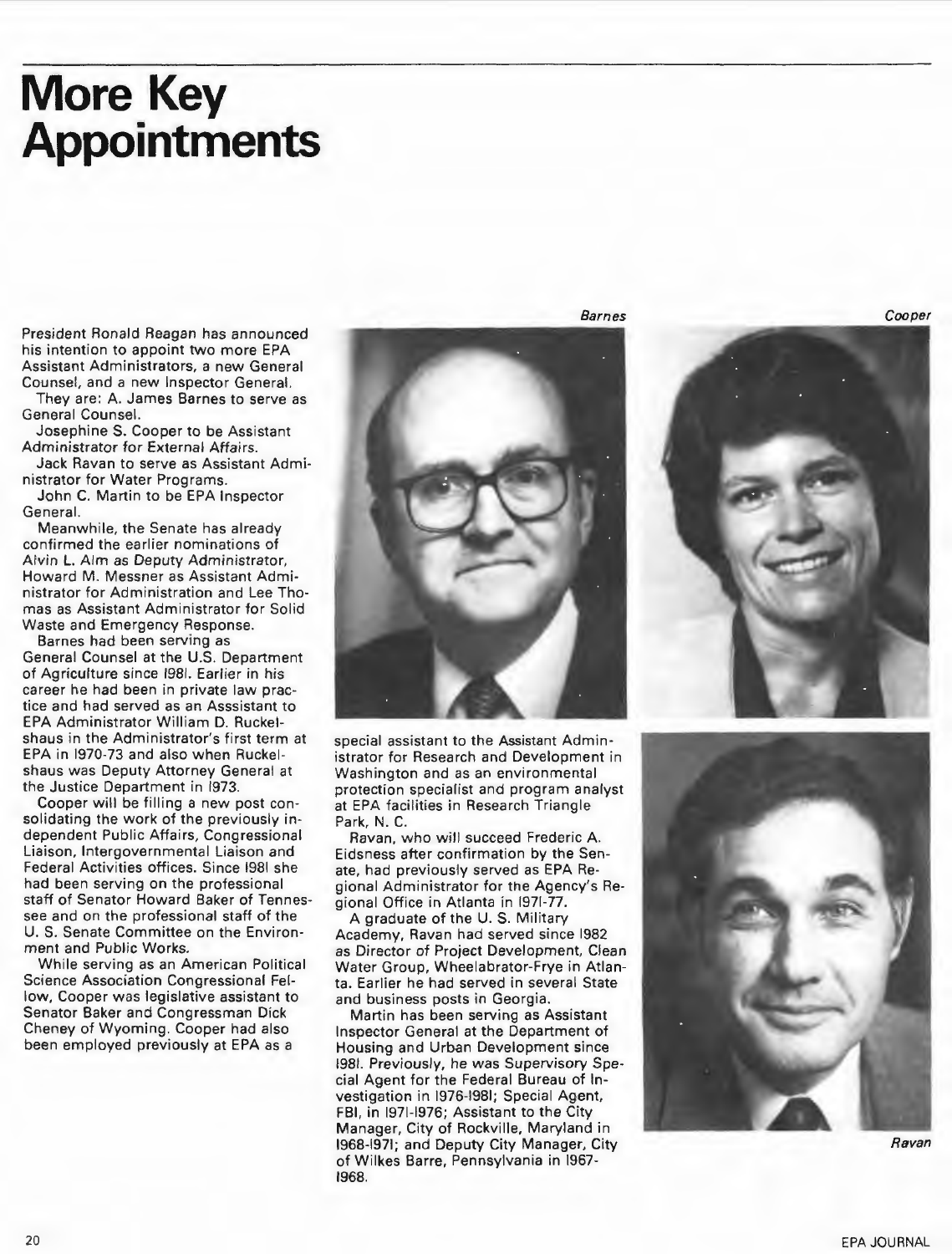# More Key Appointments

President Ronald Reagan has announced his intention to appoint two more EPA Assistant Administrators, a new General Counsel, and a new Inspector General.

They are: A. James Barnes to serve as General Counsel.

Josephine S. Cooper to be Assistant Administrator for External Affairs.

Jack Ravan to serve as Assistant Administrator for Water Programs.

John C. Martin to be EPA Inspector General.

Meanwhile, the Senate has already confirmed the earlier nominations of Alvin L. Alm as Deputy Administrator, Howard M. Messner as Assistant Administrator for Administration and Lee Thomas as Assistant Administrator for Solid Waste and Emergency Response.

Barnes had been serving as General Counsel at the U.S. Department of Agriculture since 1981. Earlier in his career he had been in private law practice and had served as an Asssistant to EPA Administrator William D. Ruckelshaus in the Administrator's first term at EPA in 1970-73 and also when Ruckelshaus was Deputy Attorney General at the Justice Department in 1973.

Cooper will be filling a new post consolidating the work of the previously independent Public Affairs, Congressional Liaison, Intergovernmental Liaison and Federal Activities offices. Since 1981 she had been serving on the professional staff of Senator Howard Baker of Tennessee and on the professional staff of the U. S. Senate Committee on the Environment and Public Works.

While serving as an American Political Science Association Congressional Fellow, Cooper was legislative assistant to Senator Baker and Congressman Dick Cheney of Wyoming. Cooper had also been employed previously at EPA as a special assistant to the Assistant Administrator for Research and Development in Washington and as an environmental protection specialist and program analyst at EPA facilities in Research Triangle Park, N. C.

Ravan, who will succeed Frederic A. Eidsness after confirmation by the Senate, had previously served as EPA Regional Administrator for the Agency's Regional Office in Atlanta in 1971-77.

A graduate of the U. S. Military Academy, Ravan had served since 1982 as Director of Project Development, Clean Water Group, Wheelabrator-Frye in Atlanta. Earlier he had served in several State and business posts in Georgia.

Martin has been serving as Assistant Inspector General at the Department of Housing and Urban Development since 1981. Previously, he was Supervisory Special Agent for the Federal Bureau of Investigation in 1976-1981; Special Agent, FBI, in 1971-1976; Assistant to the City Manager, City of Rockville, Maryland in 1968-1971; and Deputy City Manager, City of Wilkes Barre, Pennsylvania in 1967-1968.

*Barnes*

*Cooper*

*Ravan*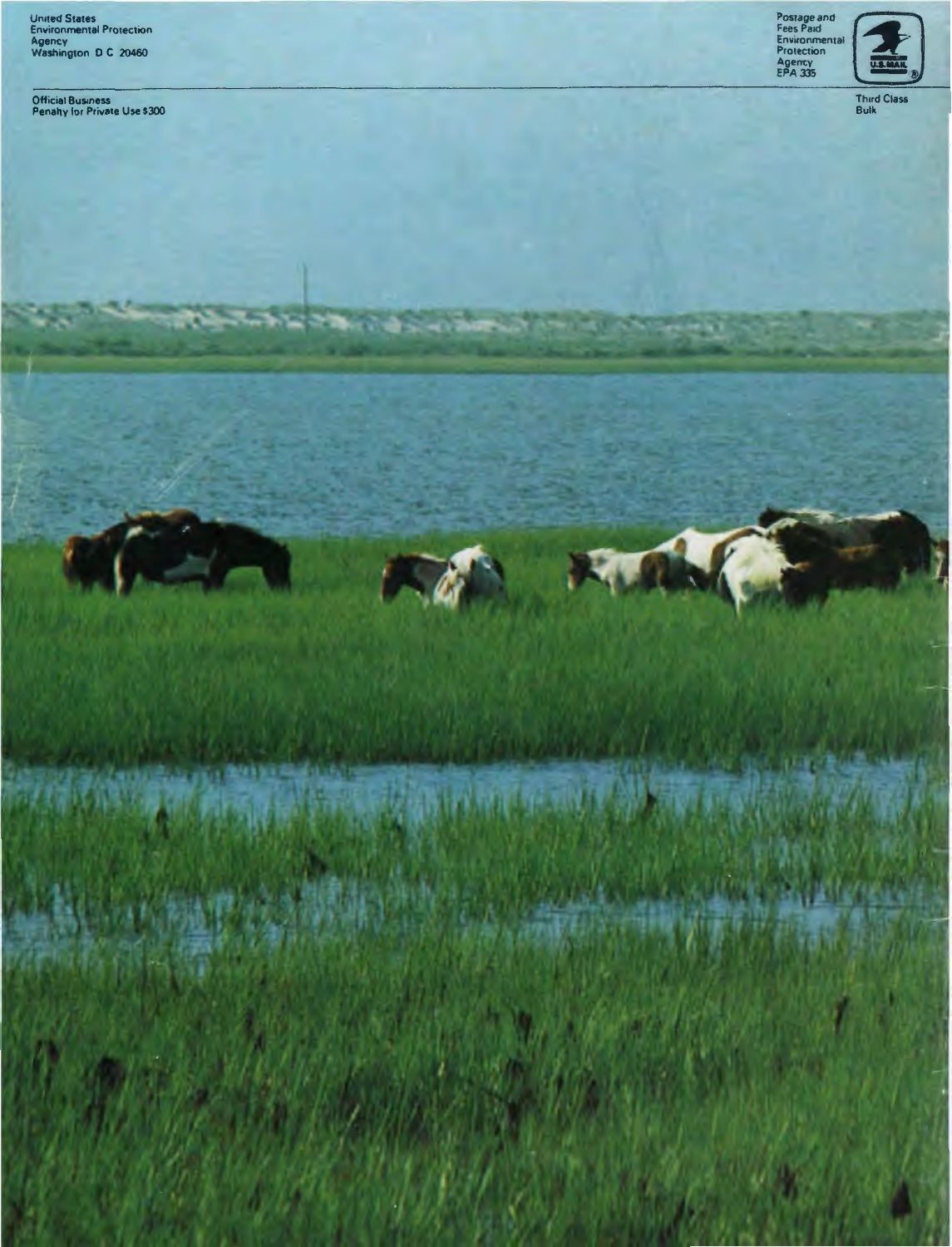United States
Environmental Protection
Agency
Washington D C 20460

Official Business
Penalty for Private Use $300

Postage and
Fees Paid
Environmental
Protection
Agency
EPA 335

Third Class
Bulk